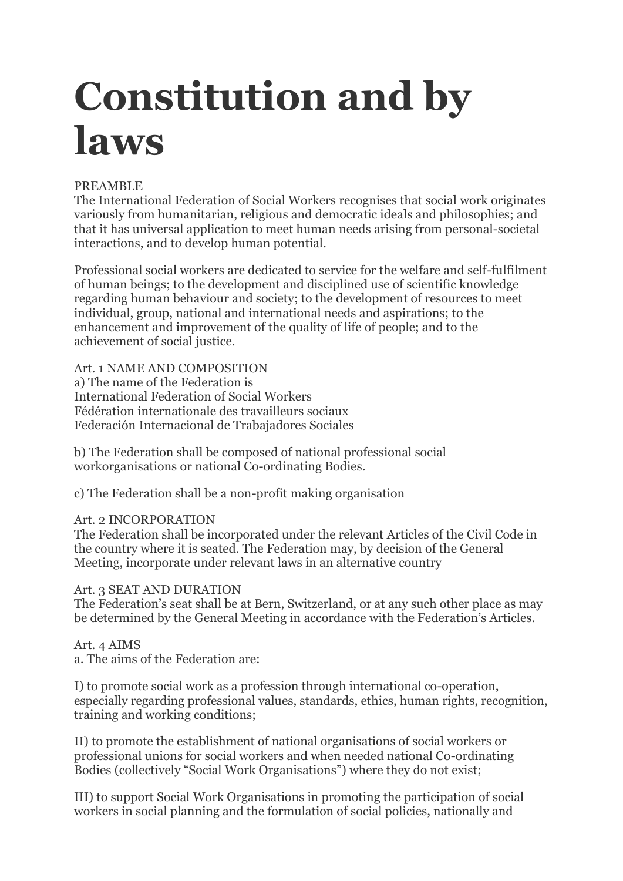# Constitution and by laws

PREAMBLE
The International Federation of Social Workers recognises that social work originates variously from humanitarian, religious and democratic ideals and philosophies; and that it has universal application to meet human needs arising from personal-societal interactions, and to develop human potential.

Professional social workers are dedicated to service for the welfare and self-fulfilment of human beings; to the development and disciplined use of scientific knowledge regarding human behaviour and society; to the development of resources to meet individual, group, national and international needs and aspirations; to the enhancement and improvement of the quality of life of people; and to the achievement of social justice.

Art. 1 NAME AND COMPOSITION
a) The name of the Federation is
International Federation of Social Workers
Fédération internationale des travailleurs sociaux
Federación Internacional de Trabajadores Sociales

b) The Federation shall be composed of national professional social workorganisations or national Co-ordinating Bodies.

c) The Federation shall be a non-profit making organisation

Art. 2 INCORPORATION
The Federation shall be incorporated under the relevant Articles of the Civil Code in the country where it is seated. The Federation may, by decision of the General Meeting, incorporate under relevant laws in an alternative country

Art. 3 SEAT AND DURATION
The Federation's seat shall be at Bern, Switzerland, or at any such other place as may be determined by the General Meeting in accordance with the Federation's Articles.

Art. 4 AIMS
a. The aims of the Federation are:

I) to promote social work as a profession through international co-operation, especially regarding professional values, standards, ethics, human rights, recognition, training and working conditions;

II) to promote the establishment of national organisations of social workers or professional unions for social workers and when needed national Co-ordinating Bodies (collectively "Social Work Organisations") where they do not exist;

III) to support Social Work Organisations in promoting the participation of social workers in social planning and the formulation of social policies, nationally and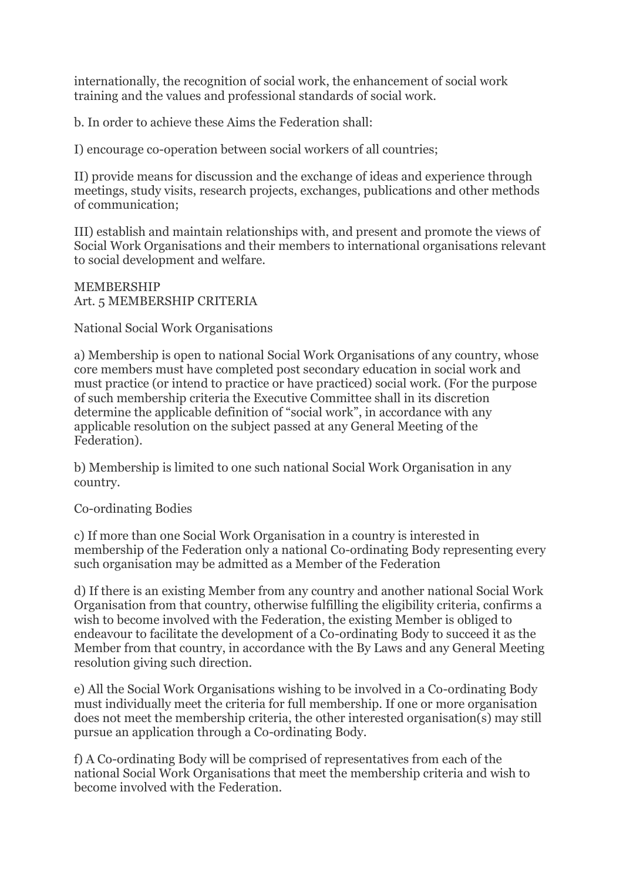internationally, the recognition of social work, the enhancement of social work training and the values and professional standards of social work.

b. In order to achieve these Aims the Federation shall:

I) encourage co-operation between social workers of all countries;

II) provide means for discussion and the exchange of ideas and experience through meetings, study visits, research projects, exchanges, publications and other methods of communication;

III) establish and maintain relationships with, and present and promote the views of Social Work Organisations and their members to international organisations relevant to social development and welfare.

MEMBERSHIP
Art. 5 MEMBERSHIP CRITERIA

National Social Work Organisations

a) Membership is open to national Social Work Organisations of any country, whose core members must have completed post secondary education in social work and must practice (or intend to practice or have practiced) social work. (For the purpose of such membership criteria the Executive Committee shall in its discretion determine the applicable definition of "social work", in accordance with any applicable resolution on the subject passed at any General Meeting of the Federation).

b) Membership is limited to one such national Social Work Organisation in any country.

Co-ordinating Bodies

c) If more than one Social Work Organisation in a country is interested in membership of the Federation only a national Co-ordinating Body representing every such organisation may be admitted as a Member of the Federation

d) If there is an existing Member from any country and another national Social Work Organisation from that country, otherwise fulfilling the eligibility criteria, confirms a wish to become involved with the Federation, the existing Member is obliged to endeavour to facilitate the development of a Co-ordinating Body to succeed it as the Member from that country, in accordance with the By Laws and any General Meeting resolution giving such direction.

e) All the Social Work Organisations wishing to be involved in a Co-ordinating Body must individually meet the criteria for full membership. If one or more organisation does not meet the membership criteria, the other interested organisation(s) may still pursue an application through a Co-ordinating Body.

f) A Co-ordinating Body will be comprised of representatives from each of the national Social Work Organisations that meet the membership criteria and wish to become involved with the Federation.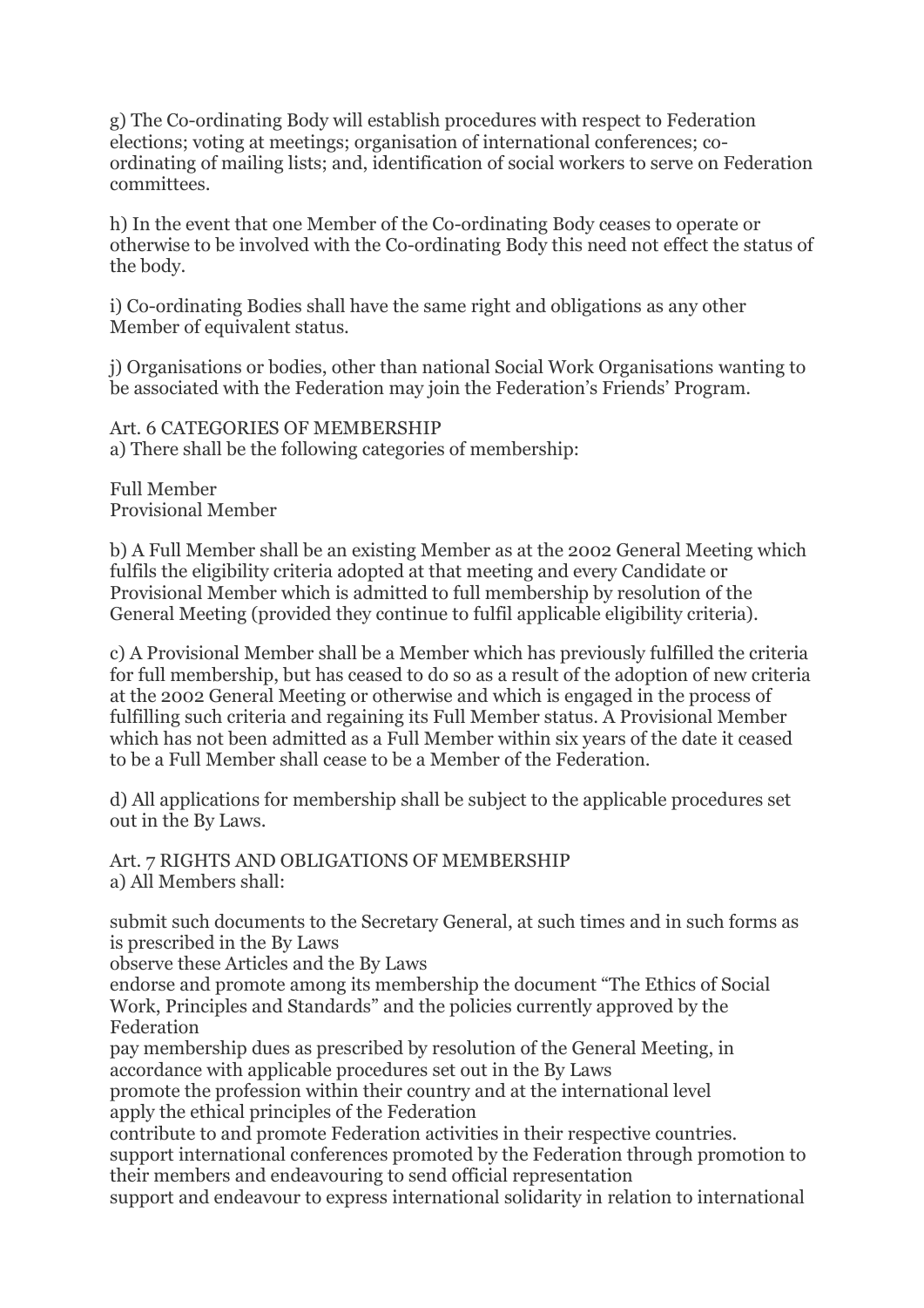g) The Co-ordinating Body will establish procedures with respect to Federation elections; voting at meetings; organisation of international conferences; co-ordinating of mailing lists; and, identification of social workers to serve on Federation committees.

h) In the event that one Member of the Co-ordinating Body ceases to operate or otherwise to be involved with the Co-ordinating Body this need not effect the status of the body.

i) Co-ordinating Bodies shall have the same right and obligations as any other Member of equivalent status.

j) Organisations or bodies, other than national Social Work Organisations wanting to be associated with the Federation may join the Federation's Friends' Program.

Art. 6 CATEGORIES OF MEMBERSHIP

a) There shall be the following categories of membership:

Full Member
Provisional Member

b) A Full Member shall be an existing Member as at the 2002 General Meeting which fulfils the eligibility criteria adopted at that meeting and every Candidate or Provisional Member which is admitted to full membership by resolution of the General Meeting (provided they continue to fulfil applicable eligibility criteria).

c) A Provisional Member shall be a Member which has previously fulfilled the criteria for full membership, but has ceased to do so as a result of the adoption of new criteria at the 2002 General Meeting or otherwise and which is engaged in the process of fulfilling such criteria and regaining its Full Member status. A Provisional Member which has not been admitted as a Full Member within six years of the date it ceased to be a Full Member shall cease to be a Member of the Federation.

d) All applications for membership shall be subject to the applicable procedures set out in the By Laws.

Art. 7 RIGHTS AND OBLIGATIONS OF MEMBERSHIP

a) All Members shall:

submit such documents to the Secretary General, at such times and in such forms as is prescribed in the By Laws
observe these Articles and the By Laws
endorse and promote among its membership the document "The Ethics of Social Work, Principles and Standards" and the policies currently approved by the Federation
pay membership dues as prescribed by resolution of the General Meeting, in accordance with applicable procedures set out in the By Laws
promote the profession within their country and at the international level
apply the ethical principles of the Federation
contribute to and promote Federation activities in their respective countries.
support international conferences promoted by the Federation through promotion to their members and endeavouring to send official representation
support and endeavour to express international solidarity in relation to international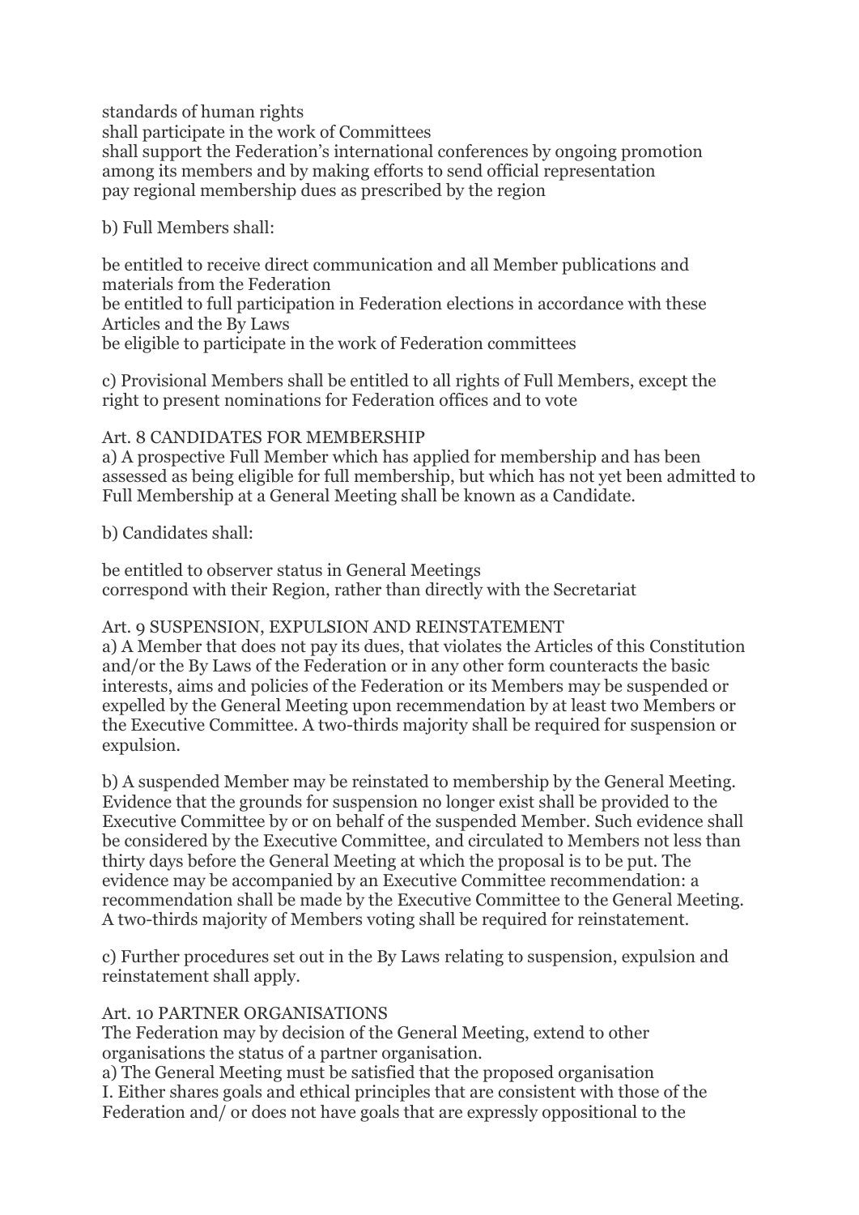standards of human rights
shall participate in the work of Committees
shall support the Federation's international conferences by ongoing promotion among its members and by making efforts to send official representation
pay regional membership dues as prescribed by the region

b) Full Members shall:

be entitled to receive direct communication and all Member publications and materials from the Federation
be entitled to full participation in Federation elections in accordance with these Articles and the By Laws
be eligible to participate in the work of Federation committees

c) Provisional Members shall be entitled to all rights of Full Members, except the right to present nominations for Federation offices and to vote

Art. 8 CANDIDATES FOR MEMBERSHIP
a) A prospective Full Member which has applied for membership and has been assessed as being eligible for full membership, but which has not yet been admitted to Full Membership at a General Meeting shall be known as a Candidate.

b) Candidates shall:

be entitled to observer status in General Meetings
correspond with their Region, rather than directly with the Secretariat

Art. 9 SUSPENSION, EXPULSION AND REINSTATEMENT
a) A Member that does not pay its dues, that violates the Articles of this Constitution and/or the By Laws of the Federation or in any other form counteracts the basic interests, aims and policies of the Federation or its Members may be suspended or expelled by the General Meeting upon recommendation by at least two Members or the Executive Committee. A two-thirds majority shall be required for suspension or expulsion.

b) A suspended Member may be reinstated to membership by the General Meeting. Evidence that the grounds for suspension no longer exist shall be provided to the Executive Committee by or on behalf of the suspended Member. Such evidence shall be considered by the Executive Committee, and circulated to Members not less than thirty days before the General Meeting at which the proposal is to be put. The evidence may be accompanied by an Executive Committee recommendation: a recommendation shall be made by the Executive Committee to the General Meeting. A two-thirds majority of Members voting shall be required for reinstatement.

c) Further procedures set out in the By Laws relating to suspension, expulsion and reinstatement shall apply.

Art. 10 PARTNER ORGANISATIONS
The Federation may by decision of the General Meeting, extend to other organisations the status of a partner organisation.
a) The General Meeting must be satisfied that the proposed organisation
I. Either shares goals and ethical principles that are consistent with those of the Federation and/ or does not have goals that are expressly oppositional to the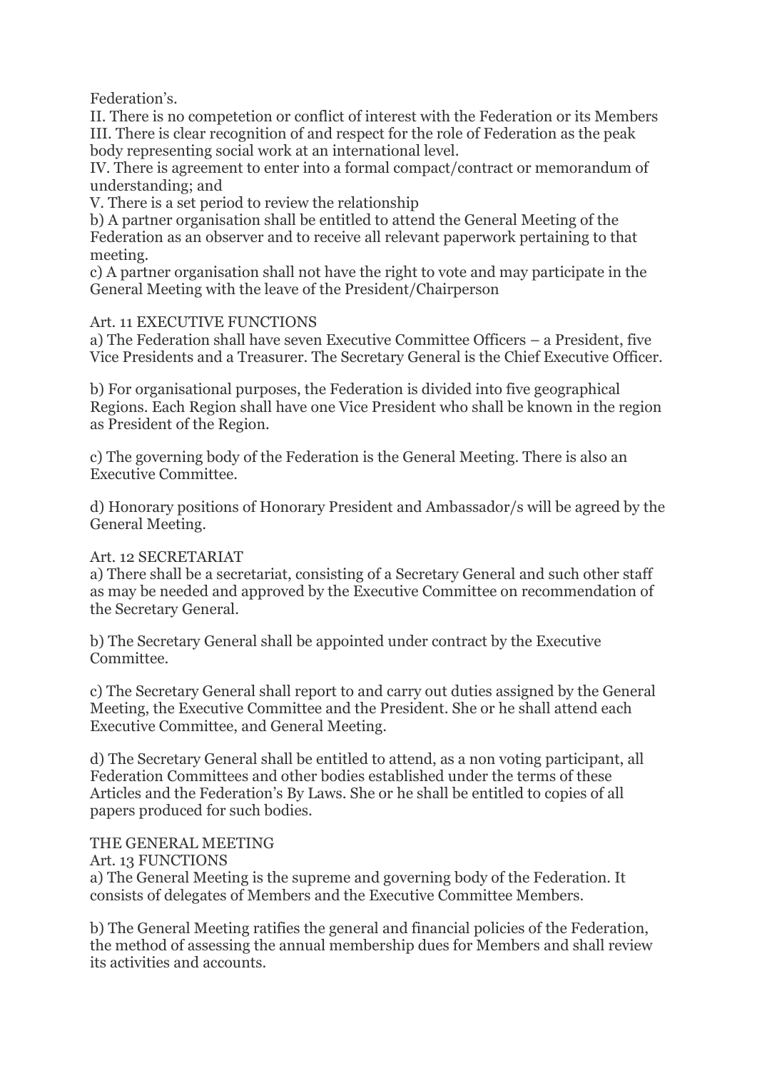Federation's.

II. There is no competetion or conflict of interest with the Federation or its Members

III. There is clear recognition of and respect for the role of Federation as the peak body representing social work at an international level.

IV. There is agreement to enter into a formal compact/contract or memorandum of understanding; and

V. There is a set period to review the relationship

b) A partner organisation shall be entitled to attend the General Meeting of the Federation as an observer and to receive all relevant paperwork pertaining to that meeting.

c) A partner organisation shall not have the right to vote and may participate in the General Meeting with the leave of the President/Chairperson

Art. 11 EXECUTIVE FUNCTIONS

a) The Federation shall have seven Executive Committee Officers – a President, five Vice Presidents and a Treasurer. The Secretary General is the Chief Executive Officer.

b) For organisational purposes, the Federation is divided into five geographical Regions. Each Region shall have one Vice President who shall be known in the region as President of the Region.

c) The governing body of the Federation is the General Meeting. There is also an Executive Committee.

d) Honorary positions of Honorary President and Ambassador/s will be agreed by the General Meeting.

Art. 12 SECRETARIAT

a) There shall be a secretariat, consisting of a Secretary General and such other staff as may be needed and approved by the Executive Committee on recommendation of the Secretary General.

b) The Secretary General shall be appointed under contract by the Executive Committee.

c) The Secretary General shall report to and carry out duties assigned by the General Meeting, the Executive Committee and the President. She or he shall attend each Executive Committee, and General Meeting.

d) The Secretary General shall be entitled to attend, as a non voting participant, all Federation Committees and other bodies established under the terms of these Articles and the Federation's By Laws. She or he shall be entitled to copies of all papers produced for such bodies.

THE GENERAL MEETING

Art. 13 FUNCTIONS

a) The General Meeting is the supreme and governing body of the Federation. It consists of delegates of Members and the Executive Committee Members.

b) The General Meeting ratifies the general and financial policies of the Federation, the method of assessing the annual membership dues for Members and shall review its activities and accounts.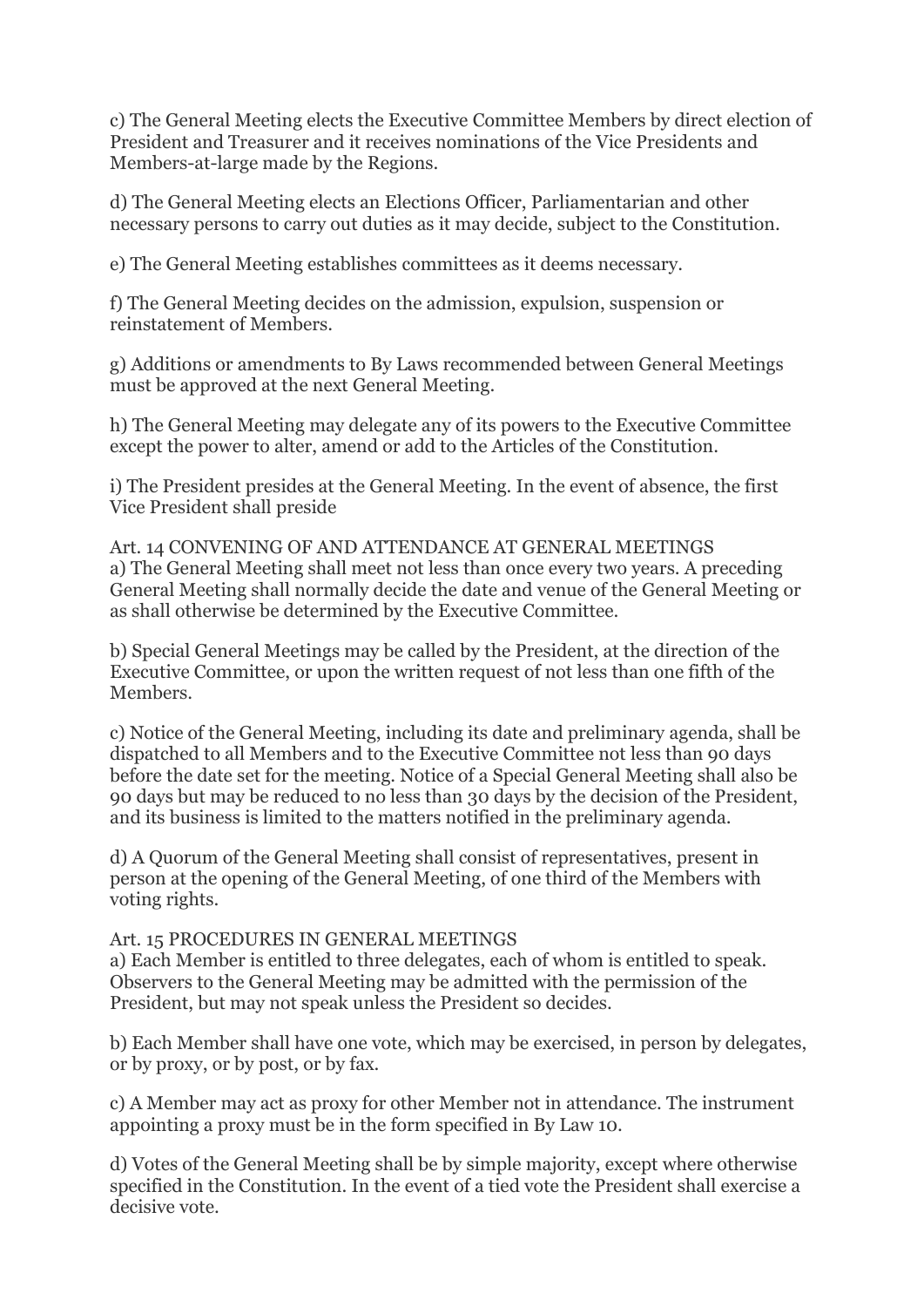c) The General Meeting elects the Executive Committee Members by direct election of President and Treasurer and it receives nominations of the Vice Presidents and Members-at-large made by the Regions.

d) The General Meeting elects an Elections Officer, Parliamentarian and other necessary persons to carry out duties as it may decide, subject to the Constitution.

e) The General Meeting establishes committees as it deems necessary.

f) The General Meeting decides on the admission, expulsion, suspension or reinstatement of Members.

g) Additions or amendments to By Laws recommended between General Meetings must be approved at the next General Meeting.

h) The General Meeting may delegate any of its powers to the Executive Committee except the power to alter, amend or add to the Articles of the Constitution.

i) The President presides at the General Meeting. In the event of absence, the first Vice President shall preside

Art. 14 CONVENING OF AND ATTENDANCE AT GENERAL MEETINGS
a) The General Meeting shall meet not less than once every two years. A preceding General Meeting shall normally decide the date and venue of the General Meeting or as shall otherwise be determined by the Executive Committee.

b) Special General Meetings may be called by the President, at the direction of the Executive Committee, or upon the written request of not less than one fifth of the Members.

c) Notice of the General Meeting, including its date and preliminary agenda, shall be dispatched to all Members and to the Executive Committee not less than 90 days before the date set for the meeting. Notice of a Special General Meeting shall also be 90 days but may be reduced to no less than 30 days by the decision of the President, and its business is limited to the matters notified in the preliminary agenda.

d) A Quorum of the General Meeting shall consist of representatives, present in person at the opening of the General Meeting, of one third of the Members with voting rights.

Art. 15 PROCEDURES IN GENERAL MEETINGS
a) Each Member is entitled to three delegates, each of whom is entitled to speak. Observers to the General Meeting may be admitted with the permission of the President, but may not speak unless the President so decides.

b) Each Member shall have one vote, which may be exercised, in person by delegates, or by proxy, or by post, or by fax.

c) A Member may act as proxy for other Member not in attendance. The instrument appointing a proxy must be in the form specified in By Law 10.

d) Votes of the General Meeting shall be by simple majority, except where otherwise specified in the Constitution. In the event of a tied vote the President shall exercise a decisive vote.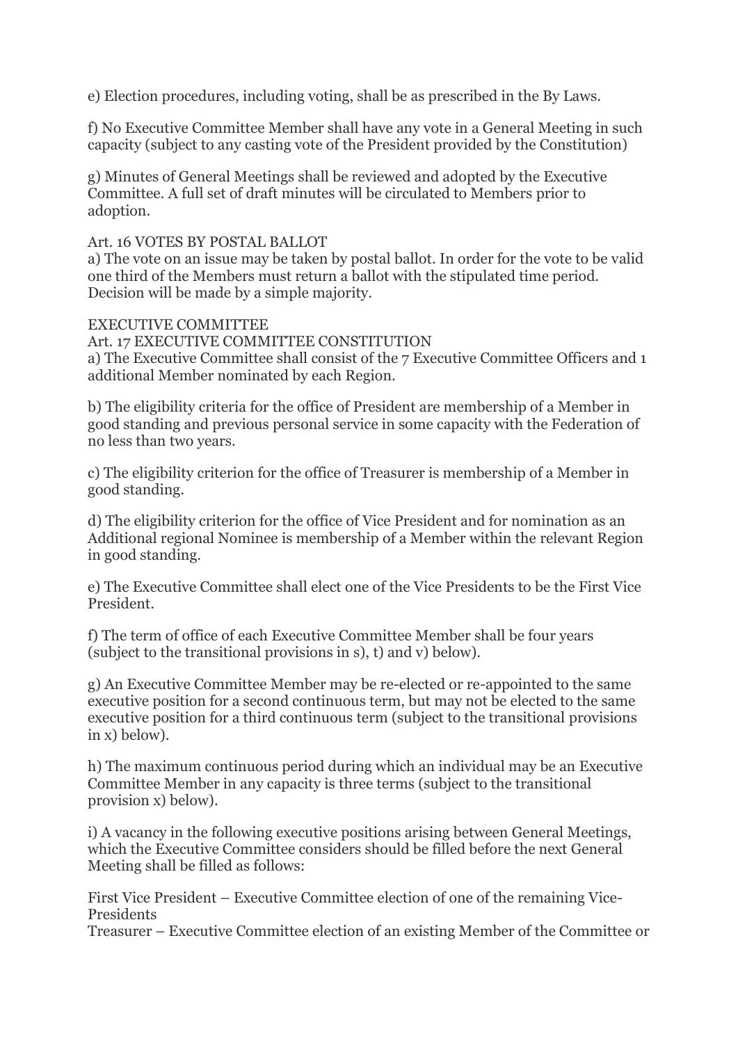e) Election procedures, including voting, shall be as prescribed in the By Laws.

f) No Executive Committee Member shall have any vote in a General Meeting in such capacity (subject to any casting vote of the President provided by the Constitution)

g) Minutes of General Meetings shall be reviewed and adopted by the Executive Committee. A full set of draft minutes will be circulated to Members prior to adoption.

Art. 16 VOTES BY POSTAL BALLOT

a) The vote on an issue may be taken by postal ballot. In order for the vote to be valid one third of the Members must return a ballot with the stipulated time period. Decision will be made by a simple majority.

EXECUTIVE COMMITTEE

Art. 17 EXECUTIVE COMMITTEE CONSTITUTION

a) The Executive Committee shall consist of the 7 Executive Committee Officers and 1 additional Member nominated by each Region.

b) The eligibility criteria for the office of President are membership of a Member in good standing and previous personal service in some capacity with the Federation of no less than two years.

c) The eligibility criterion for the office of Treasurer is membership of a Member in good standing.

d) The eligibility criterion for the office of Vice President and for nomination as an Additional regional Nominee is membership of a Member within the relevant Region in good standing.

e) The Executive Committee shall elect one of the Vice Presidents to be the First Vice President.

f) The term of office of each Executive Committee Member shall be four years (subject to the transitional provisions in s), t) and v) below).

g) An Executive Committee Member may be re-elected or re-appointed to the same executive position for a second continuous term, but may not be elected to the same executive position for a third continuous term (subject to the transitional provisions in x) below).

h) The maximum continuous period during which an individual may be an Executive Committee Member in any capacity is three terms (subject to the transitional provision x) below).

i) A vacancy in the following executive positions arising between General Meetings, which the Executive Committee considers should be filled before the next General Meeting shall be filled as follows:

First Vice President – Executive Committee election of one of the remaining Vice-Presidents

Treasurer – Executive Committee election of an existing Member of the Committee or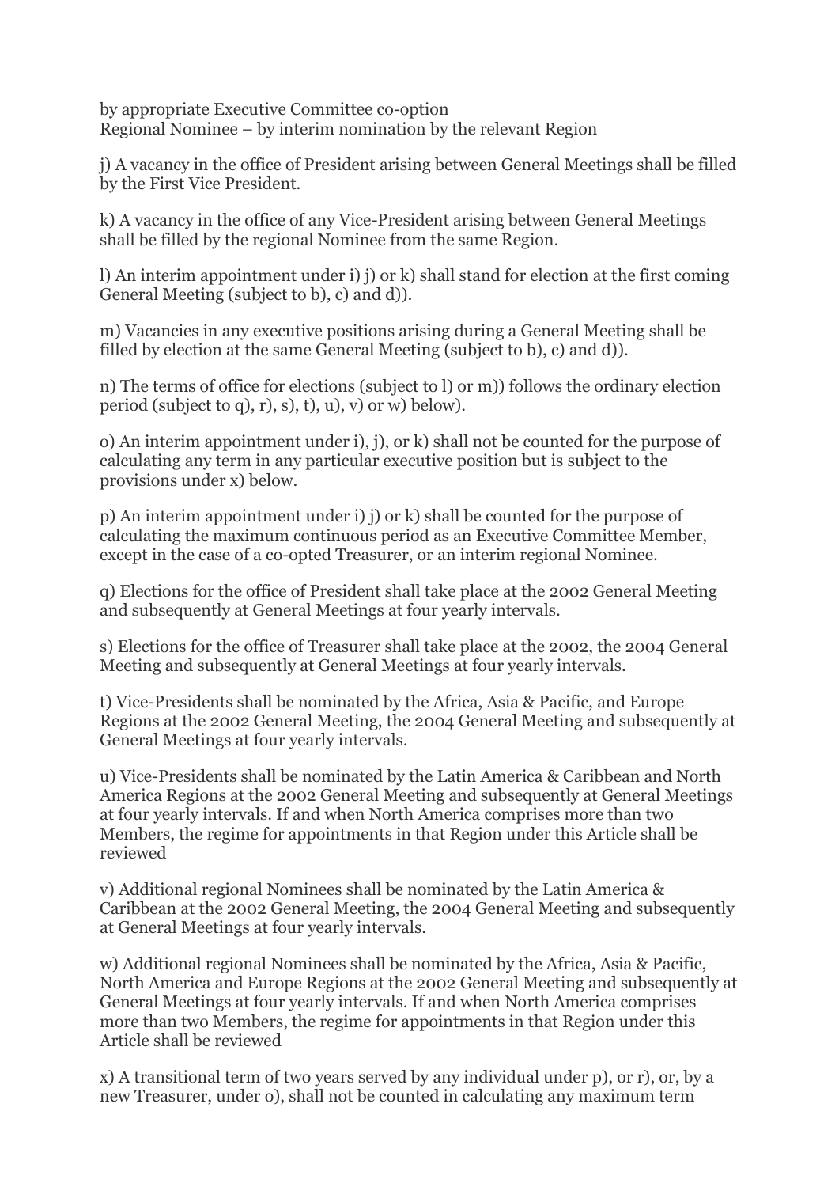by appropriate Executive Committee co-option
Regional Nominee – by interim nomination by the relevant Region

j) A vacancy in the office of President arising between General Meetings shall be filled by the First Vice President.

k) A vacancy in the office of any Vice-President arising between General Meetings shall be filled by the regional Nominee from the same Region.

l) An interim appointment under i) j) or k) shall stand for election at the first coming General Meeting (subject to b), c) and d)).

m) Vacancies in any executive positions arising during a General Meeting shall be filled by election at the same General Meeting (subject to b), c) and d)).

n) The terms of office for elections (subject to l) or m)) follows the ordinary election period (subject to q), r), s), t), u), v) or w) below).

o) An interim appointment under i), j), or k) shall not be counted for the purpose of calculating any term in any particular executive position but is subject to the provisions under x) below.

p) An interim appointment under i) j) or k) shall be counted for the purpose of calculating the maximum continuous period as an Executive Committee Member, except in the case of a co-opted Treasurer, or an interim regional Nominee.

q) Elections for the office of President shall take place at the 2002 General Meeting and subsequently at General Meetings at four yearly intervals.

s) Elections for the office of Treasurer shall take place at the 2002, the 2004 General Meeting and subsequently at General Meetings at four yearly intervals.

t) Vice-Presidents shall be nominated by the Africa, Asia & Pacific, and Europe Regions at the 2002 General Meeting, the 2004 General Meeting and subsequently at General Meetings at four yearly intervals.

u) Vice-Presidents shall be nominated by the Latin America & Caribbean and North America Regions at the 2002 General Meeting and subsequently at General Meetings at four yearly intervals. If and when North America comprises more than two Members, the regime for appointments in that Region under this Article shall be reviewed

v) Additional regional Nominees shall be nominated by the Latin America & Caribbean at the 2002 General Meeting, the 2004 General Meeting and subsequently at General Meetings at four yearly intervals.

w) Additional regional Nominees shall be nominated by the Africa, Asia & Pacific, North America and Europe Regions at the 2002 General Meeting and subsequently at General Meetings at four yearly intervals. If and when North America comprises more than two Members, the regime for appointments in that Region under this Article shall be reviewed

x) A transitional term of two years served by any individual under p), or r), or, by a new Treasurer, under o), shall not be counted in calculating any maximum term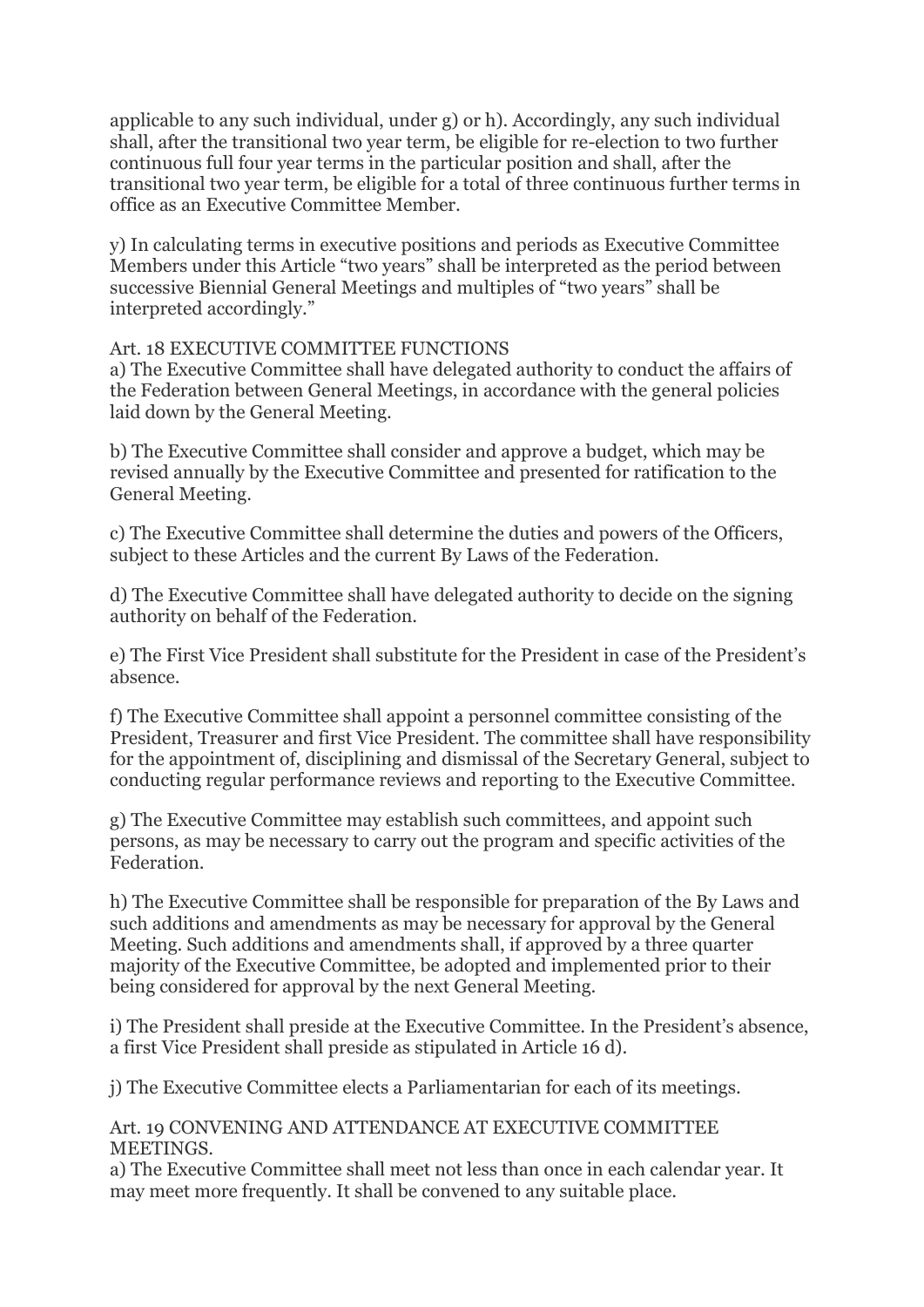applicable to any such individual, under g) or h). Accordingly, any such individual shall, after the transitional two year term, be eligible for re-election to two further continuous full four year terms in the particular position and shall, after the transitional two year term, be eligible for a total of three continuous further terms in office as an Executive Committee Member.

y) In calculating terms in executive positions and periods as Executive Committee Members under this Article "two years" shall be interpreted as the period between successive Biennial General Meetings and multiples of "two years" shall be interpreted accordingly."

Art. 18 EXECUTIVE COMMITTEE FUNCTIONS

a) The Executive Committee shall have delegated authority to conduct the affairs of the Federation between General Meetings, in accordance with the general policies laid down by the General Meeting.

b) The Executive Committee shall consider and approve a budget, which may be revised annually by the Executive Committee and presented for ratification to the General Meeting.

c) The Executive Committee shall determine the duties and powers of the Officers, subject to these Articles and the current By Laws of the Federation.

d) The Executive Committee shall have delegated authority to decide on the signing authority on behalf of the Federation.

e) The First Vice President shall substitute for the President in case of the President's absence.

f) The Executive Committee shall appoint a personnel committee consisting of the President, Treasurer and first Vice President. The committee shall have responsibility for the appointment of, disciplining and dismissal of the Secretary General, subject to conducting regular performance reviews and reporting to the Executive Committee.

g) The Executive Committee may establish such committees, and appoint such persons, as may be necessary to carry out the program and specific activities of the Federation.

h) The Executive Committee shall be responsible for preparation of the By Laws and such additions and amendments as may be necessary for approval by the General Meeting. Such additions and amendments shall, if approved by a three quarter majority of the Executive Committee, be adopted and implemented prior to their being considered for approval by the next General Meeting.

i) The President shall preside at the Executive Committee. In the President's absence, a first Vice President shall preside as stipulated in Article 16 d).

j) The Executive Committee elects a Parliamentarian for each of its meetings.

Art. 19 CONVENING AND ATTENDANCE AT EXECUTIVE COMMITTEE MEETINGS.

a) The Executive Committee shall meet not less than once in each calendar year. It may meet more frequently. It shall be convened to any suitable place.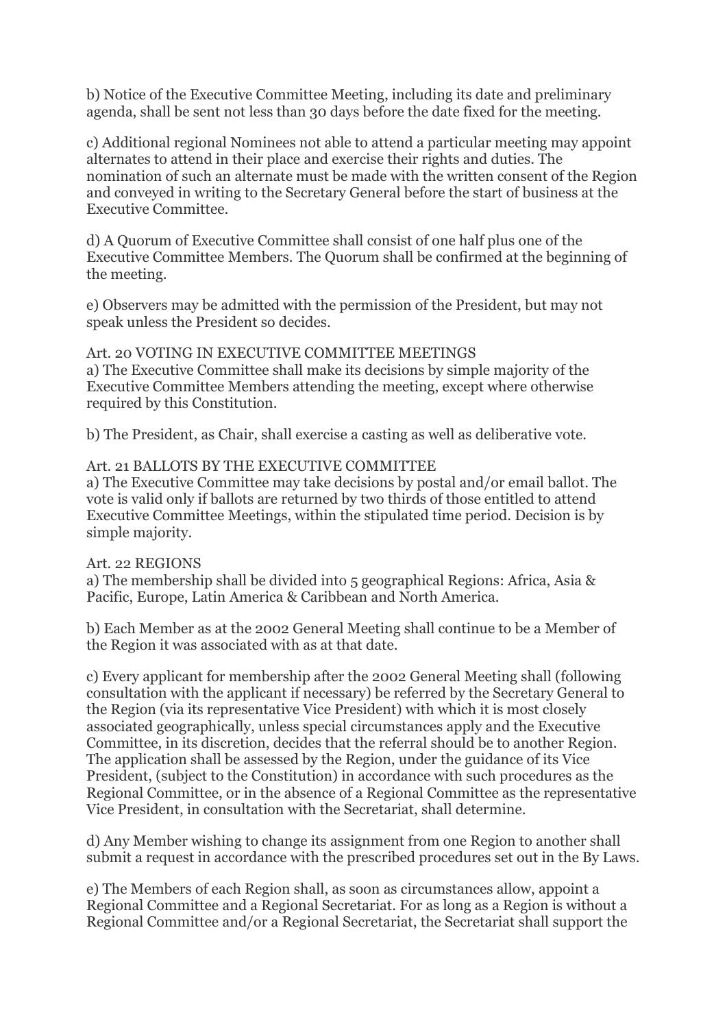b) Notice of the Executive Committee Meeting, including its date and preliminary agenda, shall be sent not less than 30 days before the date fixed for the meeting.

c) Additional regional Nominees not able to attend a particular meeting may appoint alternates to attend in their place and exercise their rights and duties. The nomination of such an alternate must be made with the written consent of the Region and conveyed in writing to the Secretary General before the start of business at the Executive Committee.

d) A Quorum of Executive Committee shall consist of one half plus one of the Executive Committee Members. The Quorum shall be confirmed at the beginning of the meeting.

e) Observers may be admitted with the permission of the President, but may not speak unless the President so decides.

Art. 20 VOTING IN EXECUTIVE COMMITTEE MEETINGS
a) The Executive Committee shall make its decisions by simple majority of the Executive Committee Members attending the meeting, except where otherwise required by this Constitution.

b) The President, as Chair, shall exercise a casting as well as deliberative vote.

Art. 21 BALLOTS BY THE EXECUTIVE COMMITTEE
a) The Executive Committee may take decisions by postal and/or email ballot. The vote is valid only if ballots are returned by two thirds of those entitled to attend Executive Committee Meetings, within the stipulated time period. Decision is by simple majority.

Art. 22 REGIONS
a) The membership shall be divided into 5 geographical Regions: Africa, Asia & Pacific, Europe, Latin America & Caribbean and North America.

b) Each Member as at the 2002 General Meeting shall continue to be a Member of the Region it was associated with as at that date.

c) Every applicant for membership after the 2002 General Meeting shall (following consultation with the applicant if necessary) be referred by the Secretary General to the Region (via its representative Vice President) with which it is most closely associated geographically, unless special circumstances apply and the Executive Committee, in its discretion, decides that the referral should be to another Region. The application shall be assessed by the Region, under the guidance of its Vice President, (subject to the Constitution) in accordance with such procedures as the Regional Committee, or in the absence of a Regional Committee as the representative Vice President, in consultation with the Secretariat, shall determine.

d) Any Member wishing to change its assignment from one Region to another shall submit a request in accordance with the prescribed procedures set out in the By Laws.

e) The Members of each Region shall, as soon as circumstances allow, appoint a Regional Committee and a Regional Secretariat. For as long as a Region is without a Regional Committee and/or a Regional Secretariat, the Secretariat shall support the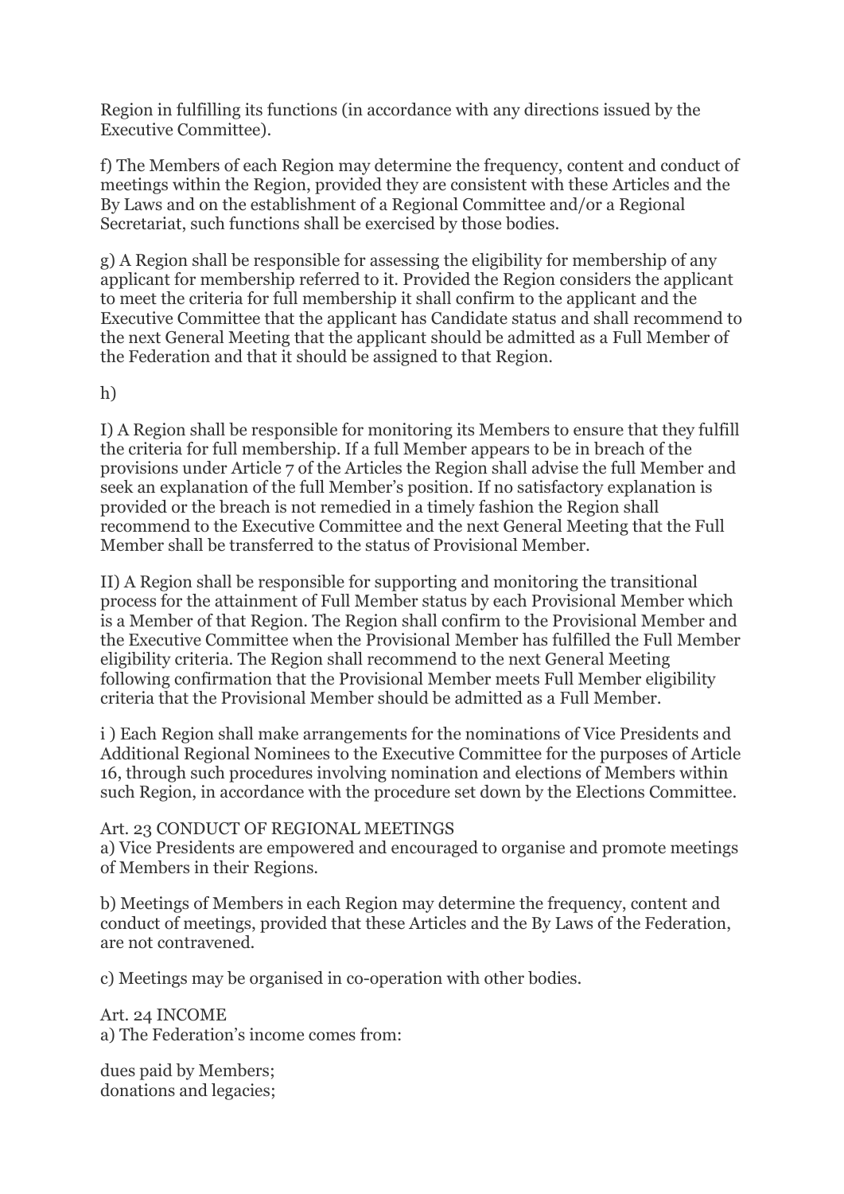Region in fulfilling its functions (in accordance with any directions issued by the Executive Committee).

f) The Members of each Region may determine the frequency, content and conduct of meetings within the Region, provided they are consistent with these Articles and the By Laws and on the establishment of a Regional Committee and/or a Regional Secretariat, such functions shall be exercised by those bodies.

g) A Region shall be responsible for assessing the eligibility for membership of any applicant for membership referred to it. Provided the Region considers the applicant to meet the criteria for full membership it shall confirm to the applicant and the Executive Committee that the applicant has Candidate status and shall recommend to the next General Meeting that the applicant should be admitted as a Full Member of the Federation and that it should be assigned to that Region.

h)

I) A Region shall be responsible for monitoring its Members to ensure that they fulfill the criteria for full membership. If a full Member appears to be in breach of the provisions under Article 7 of the Articles the Region shall advise the full Member and seek an explanation of the full Member's position. If no satisfactory explanation is provided or the breach is not remedied in a timely fashion the Region shall recommend to the Executive Committee and the next General Meeting that the Full Member shall be transferred to the status of Provisional Member.

II) A Region shall be responsible for supporting and monitoring the transitional process for the attainment of Full Member status by each Provisional Member which is a Member of that Region. The Region shall confirm to the Provisional Member and the Executive Committee when the Provisional Member has fulfilled the Full Member eligibility criteria. The Region shall recommend to the next General Meeting following confirmation that the Provisional Member meets Full Member eligibility criteria that the Provisional Member should be admitted as a Full Member.

i ) Each Region shall make arrangements for the nominations of Vice Presidents and Additional Regional Nominees to the Executive Committee for the purposes of Article 16, through such procedures involving nomination and elections of Members within such Region, in accordance with the procedure set down by the Elections Committee.

Art. 23 CONDUCT OF REGIONAL MEETINGS

a) Vice Presidents are empowered and encouraged to organise and promote meetings of Members in their Regions.

b) Meetings of Members in each Region may determine the frequency, content and conduct of meetings, provided that these Articles and the By Laws of the Federation, are not contravened.

c) Meetings may be organised in co-operation with other bodies.

Art. 24 INCOME

a) The Federation's income comes from:

dues paid by Members;
donations and legacies;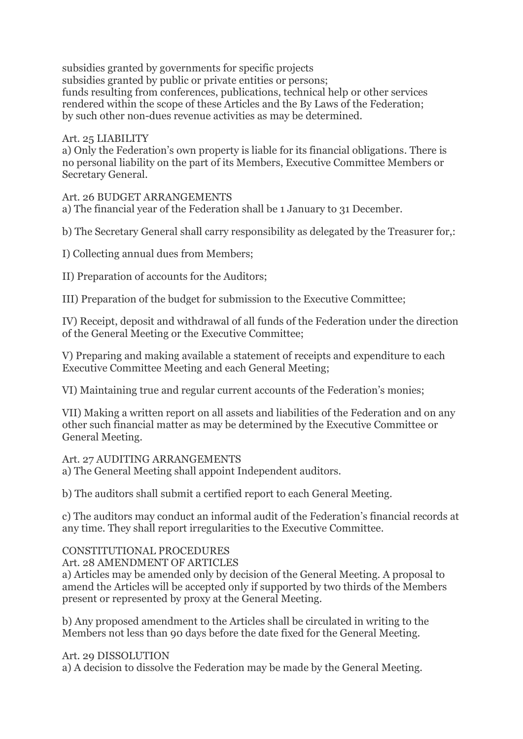subsidies granted by governments for specific projects
subsidies granted by public or private entities or persons;
funds resulting from conferences, publications, technical help or other services rendered within the scope of these Articles and the By Laws of the Federation;
by such other non-dues revenue activities as may be determined.

Art. 25 LIABILITY
a) Only the Federation's own property is liable for its financial obligations. There is no personal liability on the part of its Members, Executive Committee Members or Secretary General.

Art. 26 BUDGET ARRANGEMENTS
a) The financial year of the Federation shall be 1 January to 31 December.

b) The Secretary General shall carry responsibility as delegated by the Treasurer for,:

I) Collecting annual dues from Members;

II) Preparation of accounts for the Auditors;

III) Preparation of the budget for submission to the Executive Committee;

IV) Receipt, deposit and withdrawal of all funds of the Federation under the direction of the General Meeting or the Executive Committee;

V) Preparing and making available a statement of receipts and expenditure to each Executive Committee Meeting and each General Meeting;

VI) Maintaining true and regular current accounts of the Federation's monies;

VII) Making a written report on all assets and liabilities of the Federation and on any other such financial matter as may be determined by the Executive Committee or General Meeting.

Art. 27 AUDITING ARRANGEMENTS
a) The General Meeting shall appoint Independent auditors.

b) The auditors shall submit a certified report to each General Meeting.

c) The auditors may conduct an informal audit of the Federation's financial records at any time. They shall report irregularities to the Executive Committee.

CONSTITUTIONAL PROCEDURES
Art. 28 AMENDMENT OF ARTICLES
a) Articles may be amended only by decision of the General Meeting. A proposal to amend the Articles will be accepted only if supported by two thirds of the Members present or represented by proxy at the General Meeting.

b) Any proposed amendment to the Articles shall be circulated in writing to the Members not less than 90 days before the date fixed for the General Meeting.

Art. 29 DISSOLUTION
a) A decision to dissolve the Federation may be made by the General Meeting.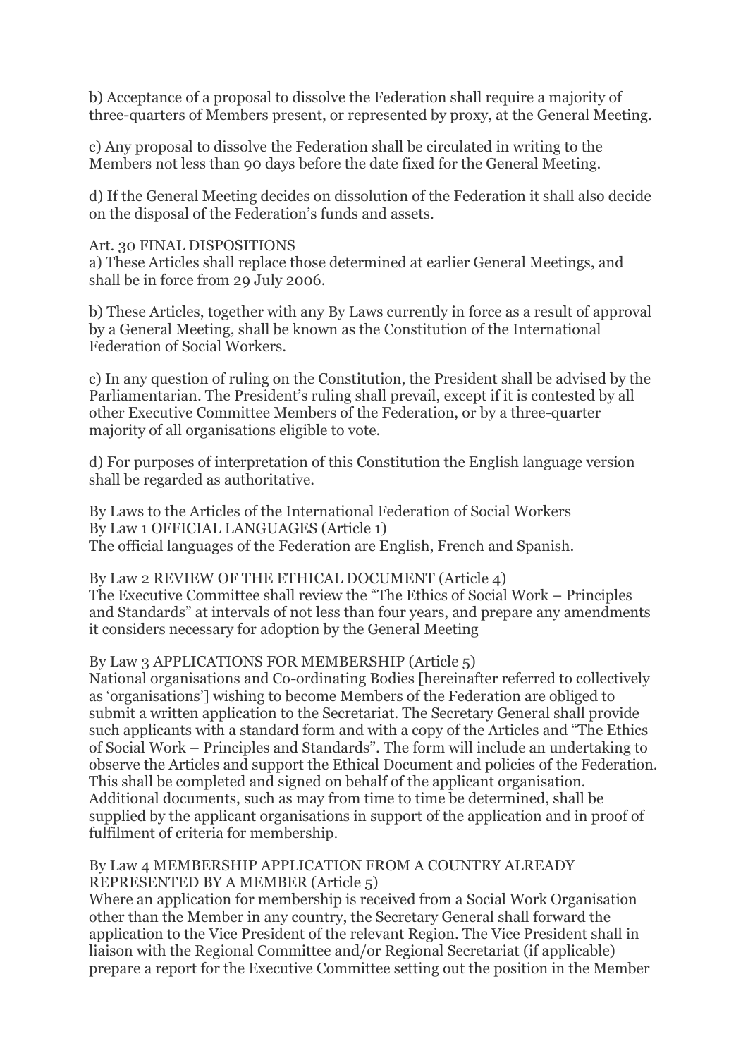b) Acceptance of a proposal to dissolve the Federation shall require a majority of three-quarters of Members present, or represented by proxy, at the General Meeting.

c) Any proposal to dissolve the Federation shall be circulated in writing to the Members not less than 90 days before the date fixed for the General Meeting.

d) If the General Meeting decides on dissolution of the Federation it shall also decide on the disposal of the Federation's funds and assets.

Art. 30 FINAL DISPOSITIONS
a) These Articles shall replace those determined at earlier General Meetings, and shall be in force from 29 July 2006.

b) These Articles, together with any By Laws currently in force as a result of approval by a General Meeting, shall be known as the Constitution of the International Federation of Social Workers.

c) In any question of ruling on the Constitution, the President shall be advised by the Parliamentarian. The President's ruling shall prevail, except if it is contested by all other Executive Committee Members of the Federation, or by a three-quarter majority of all organisations eligible to vote.

d) For purposes of interpretation of this Constitution the English language version shall be regarded as authoritative.

By Laws to the Articles of the International Federation of Social Workers
By Law 1 OFFICIAL LANGUAGES (Article 1)
The official languages of the Federation are English, French and Spanish.

By Law 2 REVIEW OF THE ETHICAL DOCUMENT (Article 4)
The Executive Committee shall review the "The Ethics of Social Work – Principles and Standards" at intervals of not less than four years, and prepare any amendments it considers necessary for adoption by the General Meeting

By Law 3 APPLICATIONS FOR MEMBERSHIP (Article 5)
National organisations and Co-ordinating Bodies [hereinafter referred to collectively as 'organisations'] wishing to become Members of the Federation are obliged to submit a written application to the Secretariat. The Secretary General shall provide such applicants with a standard form and with a copy of the Articles and "The Ethics of Social Work – Principles and Standards". The form will include an undertaking to observe the Articles and support the Ethical Document and policies of the Federation. This shall be completed and signed on behalf of the applicant organisation. Additional documents, such as may from time to time be determined, shall be supplied by the applicant organisations in support of the application and in proof of fulfilment of criteria for membership.

By Law 4 MEMBERSHIP APPLICATION FROM A COUNTRY ALREADY REPRESENTED BY A MEMBER (Article 5)
Where an application for membership is received from a Social Work Organisation other than the Member in any country, the Secretary General shall forward the application to the Vice President of the relevant Region. The Vice President shall in liaison with the Regional Committee and/or Regional Secretariat (if applicable) prepare a report for the Executive Committee setting out the position in the Member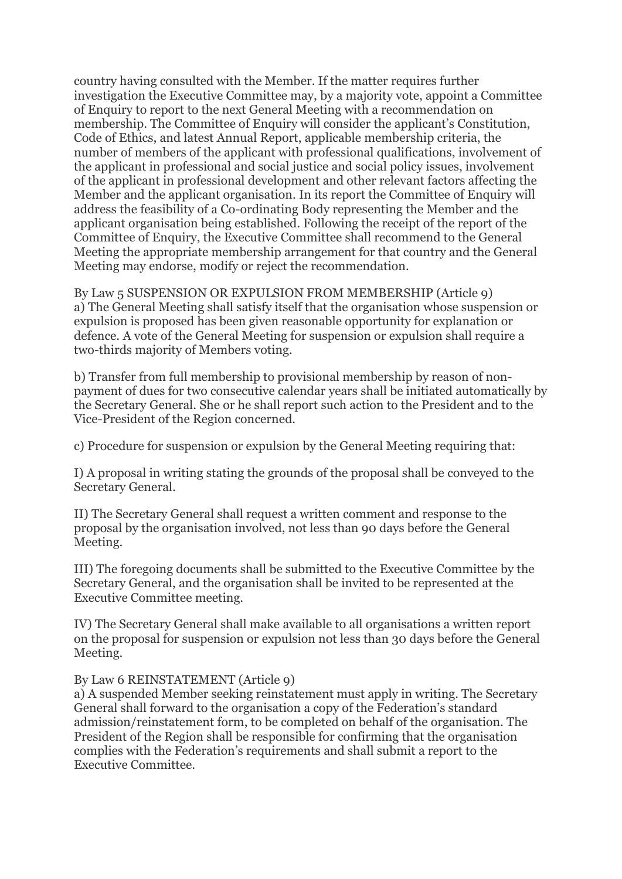country having consulted with the Member. If the matter requires further investigation the Executive Committee may, by a majority vote, appoint a Committee of Enquiry to report to the next General Meeting with a recommendation on membership. The Committee of Enquiry will consider the applicant's Constitution, Code of Ethics, and latest Annual Report, applicable membership criteria, the number of members of the applicant with professional qualifications, involvement of the applicant in professional and social justice and social policy issues, involvement of the applicant in professional development and other relevant factors affecting the Member and the applicant organisation. In its report the Committee of Enquiry will address the feasibility of a Co-ordinating Body representing the Member and the applicant organisation being established. Following the receipt of the report of the Committee of Enquiry, the Executive Committee shall recommend to the General Meeting the appropriate membership arrangement for that country and the General Meeting may endorse, modify or reject the recommendation.

By Law 5 SUSPENSION OR EXPULSION FROM MEMBERSHIP (Article 9)
a) The General Meeting shall satisfy itself that the organisation whose suspension or expulsion is proposed has been given reasonable opportunity for explanation or defence. A vote of the General Meeting for suspension or expulsion shall require a two-thirds majority of Members voting.

b) Transfer from full membership to provisional membership by reason of non-payment of dues for two consecutive calendar years shall be initiated automatically by the Secretary General. She or he shall report such action to the President and to the Vice-President of the Region concerned.

c) Procedure for suspension or expulsion by the General Meeting requiring that:

I) A proposal in writing stating the grounds of the proposal shall be conveyed to the Secretary General.

II) The Secretary General shall request a written comment and response to the proposal by the organisation involved, not less than 90 days before the General Meeting.

III) The foregoing documents shall be submitted to the Executive Committee by the Secretary General, and the organisation shall be invited to be represented at the Executive Committee meeting.

IV) The Secretary General shall make available to all organisations a written report on the proposal for suspension or expulsion not less than 30 days before the General Meeting.

By Law 6 REINSTATEMENT (Article 9)
a) A suspended Member seeking reinstatement must apply in writing. The Secretary General shall forward to the organisation a copy of the Federation's standard admission/reinstatement form, to be completed on behalf of the organisation. The President of the Region shall be responsible for confirming that the organisation complies with the Federation's requirements and shall submit a report to the Executive Committee.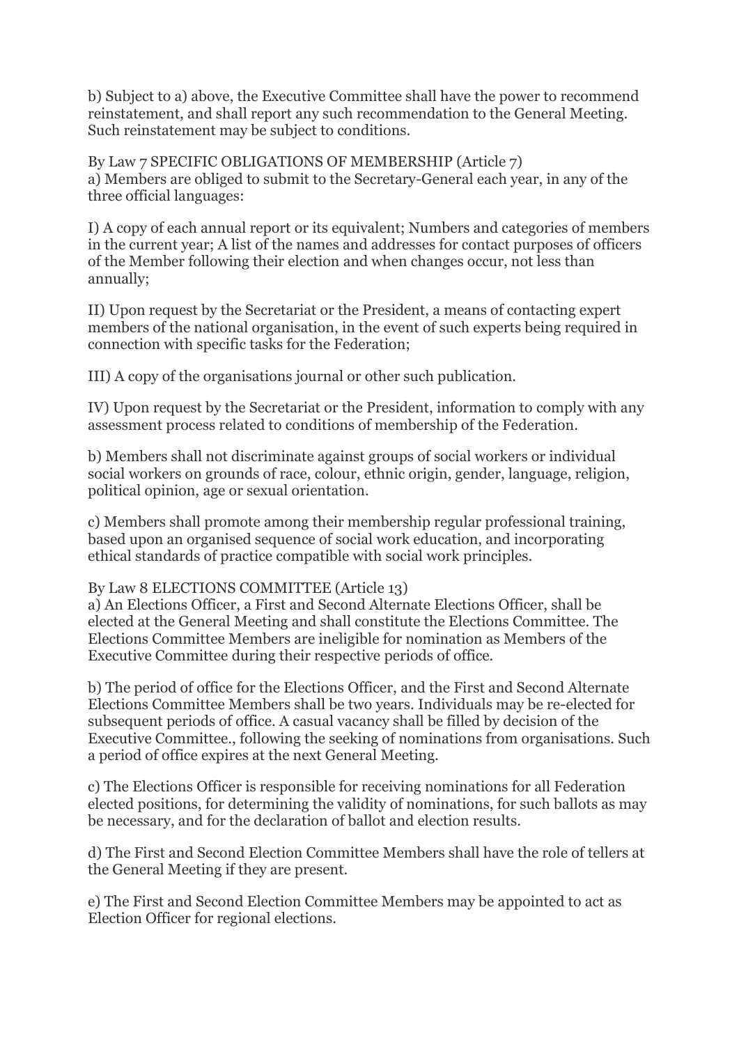b) Subject to a) above, the Executive Committee shall have the power to recommend reinstatement, and shall report any such recommendation to the General Meeting. Such reinstatement may be subject to conditions.

By Law 7 SPECIFIC OBLIGATIONS OF MEMBERSHIP (Article 7)
a) Members are obliged to submit to the Secretary-General each year, in any of the three official languages:

I) A copy of each annual report or its equivalent; Numbers and categories of members in the current year; A list of the names and addresses for contact purposes of officers of the Member following their election and when changes occur, not less than annually;

II) Upon request by the Secretariat or the President, a means of contacting expert members of the national organisation, in the event of such experts being required in connection with specific tasks for the Federation;

III) A copy of the organisations journal or other such publication.

IV) Upon request by the Secretariat or the President, information to comply with any assessment process related to conditions of membership of the Federation.

b) Members shall not discriminate against groups of social workers or individual social workers on grounds of race, colour, ethnic origin, gender, language, religion, political opinion, age or sexual orientation.

c) Members shall promote among their membership regular professional training, based upon an organised sequence of social work education, and incorporating ethical standards of practice compatible with social work principles.

By Law 8 ELECTIONS COMMITTEE (Article 13)
a) An Elections Officer, a First and Second Alternate Elections Officer, shall be elected at the General Meeting and shall constitute the Elections Committee. The Elections Committee Members are ineligible for nomination as Members of the Executive Committee during their respective periods of office.

b) The period of office for the Elections Officer, and the First and Second Alternate Elections Committee Members shall be two years. Individuals may be re-elected for subsequent periods of office. A casual vacancy shall be filled by decision of the Executive Committee., following the seeking of nominations from organisations. Such a period of office expires at the next General Meeting.

c) The Elections Officer is responsible for receiving nominations for all Federation elected positions, for determining the validity of nominations, for such ballots as may be necessary, and for the declaration of ballot and election results.

d) The First and Second Election Committee Members shall have the role of tellers at the General Meeting if they are present.

e) The First and Second Election Committee Members may be appointed to act as Election Officer for regional elections.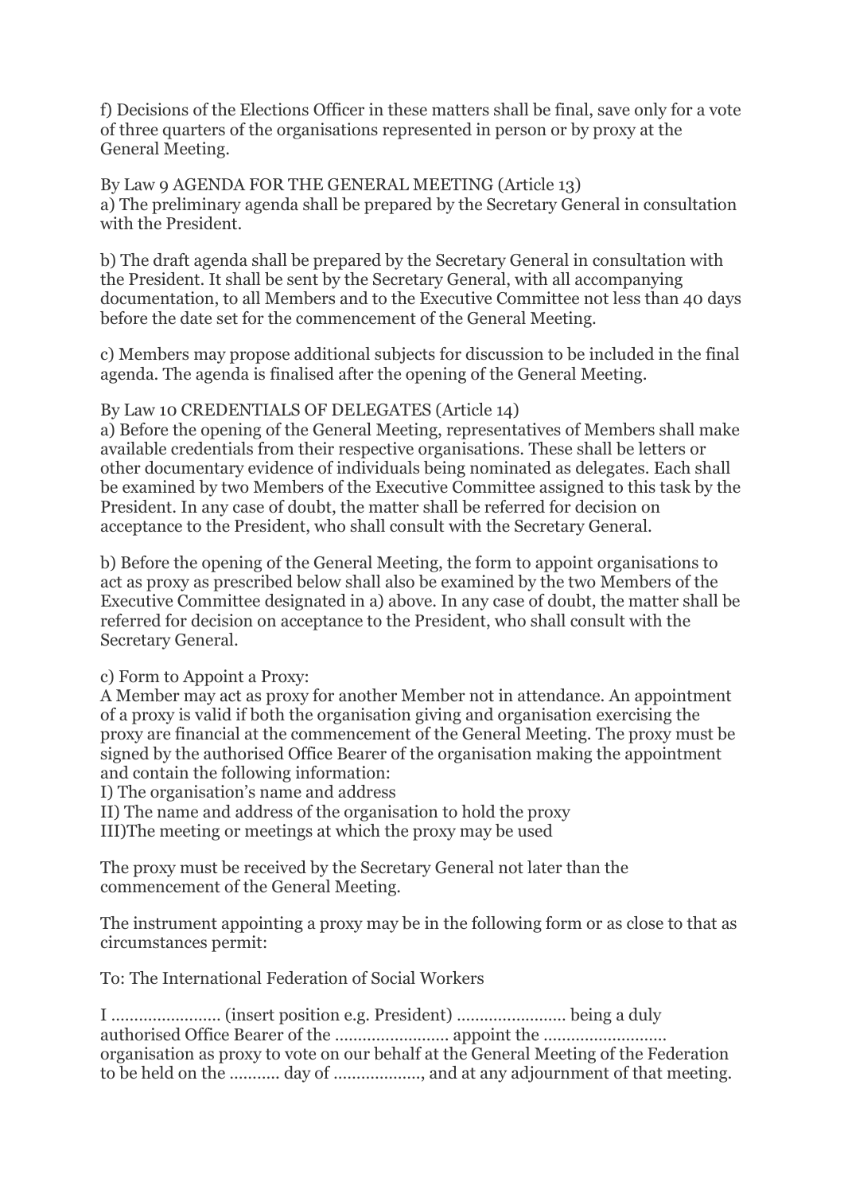f) Decisions of the Elections Officer in these matters shall be final, save only for a vote of three quarters of the organisations represented in person or by proxy at the General Meeting.

By Law 9 AGENDA FOR THE GENERAL MEETING (Article 13)
a) The preliminary agenda shall be prepared by the Secretary General in consultation with the President.

b) The draft agenda shall be prepared by the Secretary General in consultation with the President. It shall be sent by the Secretary General, with all accompanying documentation, to all Members and to the Executive Committee not less than 40 days before the date set for the commencement of the General Meeting.

c) Members may propose additional subjects for discussion to be included in the final agenda. The agenda is finalised after the opening of the General Meeting.

By Law 10 CREDENTIALS OF DELEGATES (Article 14)
a) Before the opening of the General Meeting, representatives of Members shall make available credentials from their respective organisations. These shall be letters or other documentary evidence of individuals being nominated as delegates. Each shall be examined by two Members of the Executive Committee assigned to this task by the President. In any case of doubt, the matter shall be referred for decision on acceptance to the President, who shall consult with the Secretary General.

b) Before the opening of the General Meeting, the form to appoint organisations to act as proxy as prescribed below shall also be examined by the two Members of the Executive Committee designated in a) above. In any case of doubt, the matter shall be referred for decision on acceptance to the President, who shall consult with the Secretary General.

c) Form to Appoint a Proxy:
A Member may act as proxy for another Member not in attendance. An appointment of a proxy is valid if both the organisation giving and organisation exercising the proxy are financial at the commencement of the General Meeting. The proxy must be signed by the authorised Office Bearer of the organisation making the appointment and contain the following information:
I) The organisation's name and address
II) The name and address of the organisation to hold the proxy
III)The meeting or meetings at which the proxy may be used

The proxy must be received by the Secretary General not later than the commencement of the General Meeting.

The instrument appointing a proxy may be in the following form or as close to that as circumstances permit:

To: The International Federation of Social Workers

I ........................ (insert position e.g. President) ........................ being a duly authorised Office Bearer of the ......................... appoint the .......................... organisation as proxy to vote on our behalf at the General Meeting of the Federation to be held on the ........... day of .................., and at any adjournment of that meeting.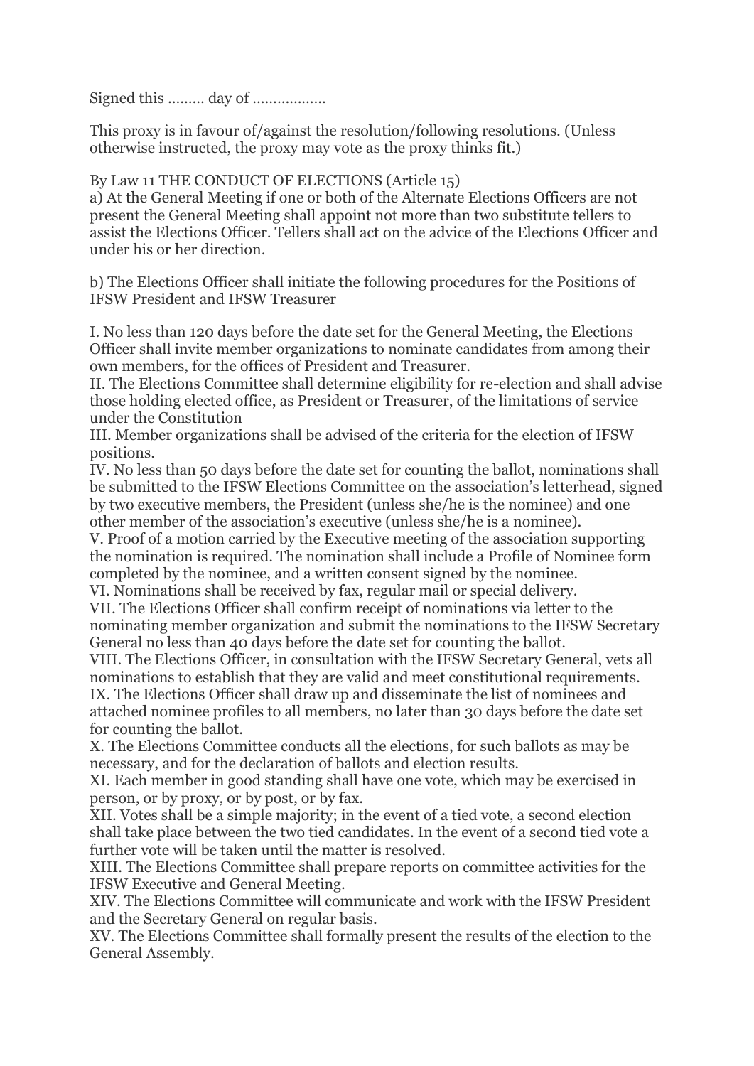Signed this ……… day of ………………

This proxy is in favour of/against the resolution/following resolutions. (Unless otherwise instructed, the proxy may vote as the proxy thinks fit.)

By Law 11 THE CONDUCT OF ELECTIONS (Article 15)

a) At the General Meeting if one or both of the Alternate Elections Officers are not present the General Meeting shall appoint not more than two substitute tellers to assist the Elections Officer. Tellers shall act on the advice of the Elections Officer and under his or her direction.

b) The Elections Officer shall initiate the following procedures for the Positions of IFSW President and IFSW Treasurer

I. No less than 120 days before the date set for the General Meeting, the Elections Officer shall invite member organizations to nominate candidates from among their own members, for the offices of President and Treasurer.
II. The Elections Committee shall determine eligibility for re-election and shall advise those holding elected office, as President or Treasurer, of the limitations of service under the Constitution
III. Member organizations shall be advised of the criteria for the election of IFSW positions.
IV. No less than 50 days before the date set for counting the ballot, nominations shall be submitted to the IFSW Elections Committee on the association's letterhead, signed by two executive members, the President (unless she/he is the nominee) and one other member of the association's executive (unless she/he is a nominee).
V. Proof of a motion carried by the Executive meeting of the association supporting the nomination is required. The nomination shall include a Profile of Nominee form completed by the nominee, and a written consent signed by the nominee.
VI. Nominations shall be received by fax, regular mail or special delivery.
VII. The Elections Officer shall confirm receipt of nominations via letter to the nominating member organization and submit the nominations to the IFSW Secretary General no less than 40 days before the date set for counting the ballot.
VIII. The Elections Officer, in consultation with the IFSW Secretary General, vets all nominations to establish that they are valid and meet constitutional requirements.
IX. The Elections Officer shall draw up and disseminate the list of nominees and attached nominee profiles to all members, no later than 30 days before the date set for counting the ballot.
X. The Elections Committee conducts all the elections, for such ballots as may be necessary, and for the declaration of ballots and election results.
XI. Each member in good standing shall have one vote, which may be exercised in person, or by proxy, or by post, or by fax.
XII. Votes shall be a simple majority; in the event of a tied vote, a second election shall take place between the two tied candidates. In the event of a second tied vote a further vote will be taken until the matter is resolved.
XIII. The Elections Committee shall prepare reports on committee activities for the IFSW Executive and General Meeting.
XIV. The Elections Committee will communicate and work with the IFSW President and the Secretary General on regular basis.
XV. The Elections Committee shall formally present the results of the election to the General Assembly.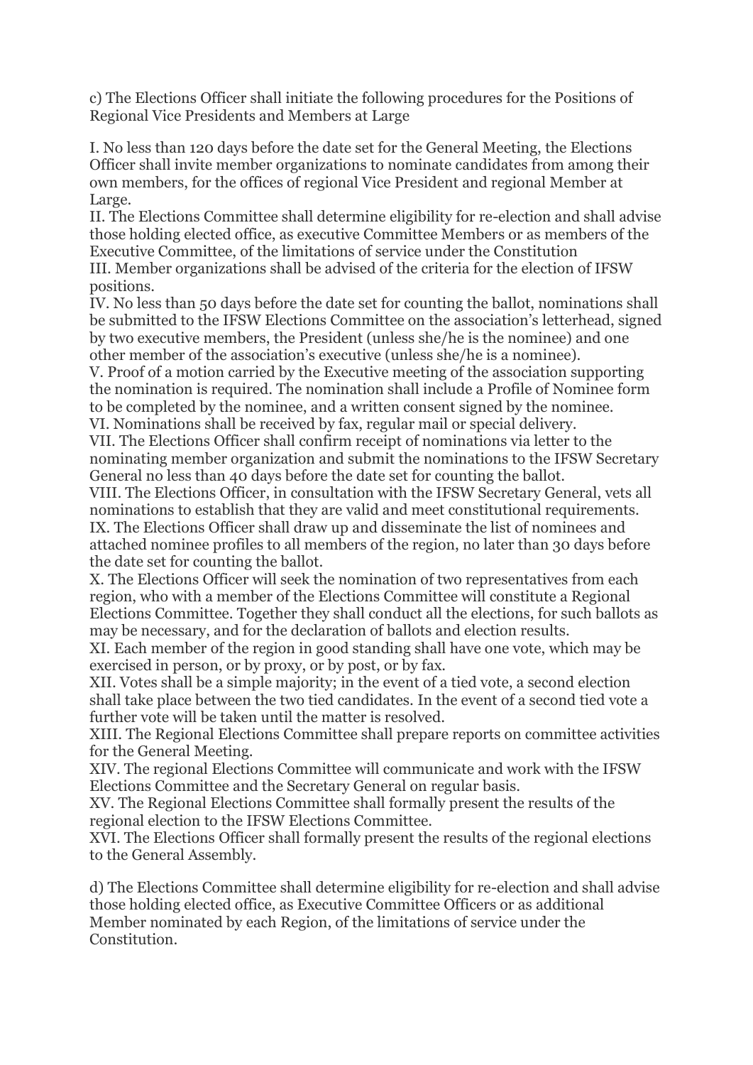c) The Elections Officer shall initiate the following procedures for the Positions of Regional Vice Presidents and Members at Large

I. No less than 120 days before the date set for the General Meeting, the Elections Officer shall invite member organizations to nominate candidates from among their own members, for the offices of regional Vice President and regional Member at Large.
II. The Elections Committee shall determine eligibility for re-election and shall advise those holding elected office, as executive Committee Members or as members of the Executive Committee, of the limitations of service under the Constitution
III. Member organizations shall be advised of the criteria for the election of IFSW positions.
IV. No less than 50 days before the date set for counting the ballot, nominations shall be submitted to the IFSW Elections Committee on the association's letterhead, signed by two executive members, the President (unless she/he is the nominee) and one other member of the association's executive (unless she/he is a nominee).
V. Proof of a motion carried by the Executive meeting of the association supporting the nomination is required. The nomination shall include a Profile of Nominee form to be completed by the nominee, and a written consent signed by the nominee.
VI. Nominations shall be received by fax, regular mail or special delivery.
VII. The Elections Officer shall confirm receipt of nominations via letter to the nominating member organization and submit the nominations to the IFSW Secretary General no less than 40 days before the date set for counting the ballot.
VIII. The Elections Officer, in consultation with the IFSW Secretary General, vets all nominations to establish that they are valid and meet constitutional requirements.
IX. The Elections Officer shall draw up and disseminate the list of nominees and attached nominee profiles to all members of the region, no later than 30 days before the date set for counting the ballot.
X. The Elections Officer will seek the nomination of two representatives from each region, who with a member of the Elections Committee will constitute a Regional Elections Committee. Together they shall conduct all the elections, for such ballots as may be necessary, and for the declaration of ballots and election results.
XI. Each member of the region in good standing shall have one vote, which may be exercised in person, or by proxy, or by post, or by fax.
XII. Votes shall be a simple majority; in the event of a tied vote, a second election shall take place between the two tied candidates. In the event of a second tied vote a further vote will be taken until the matter is resolved.
XIII. The Regional Elections Committee shall prepare reports on committee activities for the General Meeting.
XIV. The regional Elections Committee will communicate and work with the IFSW Elections Committee and the Secretary General on regular basis.
XV. The Regional Elections Committee shall formally present the results of the regional election to the IFSW Elections Committee.
XVI. The Elections Officer shall formally present the results of the regional elections to the General Assembly.

d) The Elections Committee shall determine eligibility for re-election and shall advise those holding elected office, as Executive Committee Officers or as additional Member nominated by each Region, of the limitations of service under the Constitution.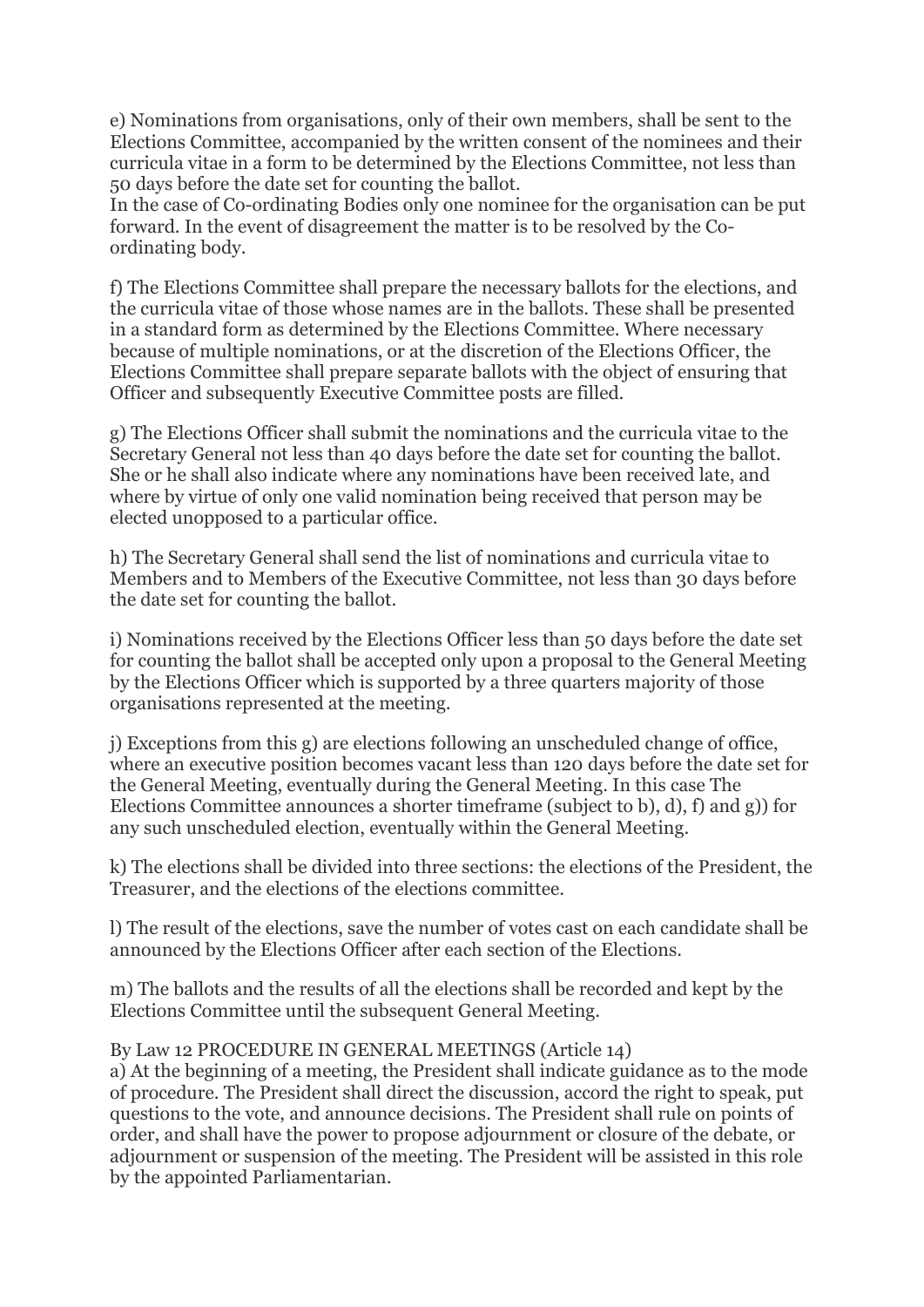e) Nominations from organisations, only of their own members, shall be sent to the Elections Committee, accompanied by the written consent of the nominees and their curricula vitae in a form to be determined by the Elections Committee, not less than 50 days before the date set for counting the ballot.
In the case of Co-ordinating Bodies only one nominee for the organisation can be put forward. In the event of disagreement the matter is to be resolved by the Co-ordinating body.

f) The Elections Committee shall prepare the necessary ballots for the elections, and the curricula vitae of those whose names are in the ballots. These shall be presented in a standard form as determined by the Elections Committee. Where necessary because of multiple nominations, or at the discretion of the Elections Officer, the Elections Committee shall prepare separate ballots with the object of ensuring that Officer and subsequently Executive Committee posts are filled.

g) The Elections Officer shall submit the nominations and the curricula vitae to the Secretary General not less than 40 days before the date set for counting the ballot. She or he shall also indicate where any nominations have been received late, and where by virtue of only one valid nomination being received that person may be elected unopposed to a particular office.

h) The Secretary General shall send the list of nominations and curricula vitae to Members and to Members of the Executive Committee, not less than 30 days before the date set for counting the ballot.

i) Nominations received by the Elections Officer less than 50 days before the date set for counting the ballot shall be accepted only upon a proposal to the General Meeting by the Elections Officer which is supported by a three quarters majority of those organisations represented at the meeting.

j) Exceptions from this g) are elections following an unscheduled change of office, where an executive position becomes vacant less than 120 days before the date set for the General Meeting, eventually during the General Meeting. In this case The Elections Committee announces a shorter timeframe (subject to b), d), f) and g)) for any such unscheduled election, eventually within the General Meeting.

k) The elections shall be divided into three sections: the elections of the President, the Treasurer, and the elections of the elections committee.

l) The result of the elections, save the number of votes cast on each candidate shall be announced by the Elections Officer after each section of the Elections.

m) The ballots and the results of all the elections shall be recorded and kept by the Elections Committee until the subsequent General Meeting.

By Law 12 PROCEDURE IN GENERAL MEETINGS (Article 14)
a) At the beginning of a meeting, the President shall indicate guidance as to the mode of procedure. The President shall direct the discussion, accord the right to speak, put questions to the vote, and announce decisions. The President shall rule on points of order, and shall have the power to propose adjournment or closure of the debate, or adjournment or suspension of the meeting. The President will be assisted in this role by the appointed Parliamentarian.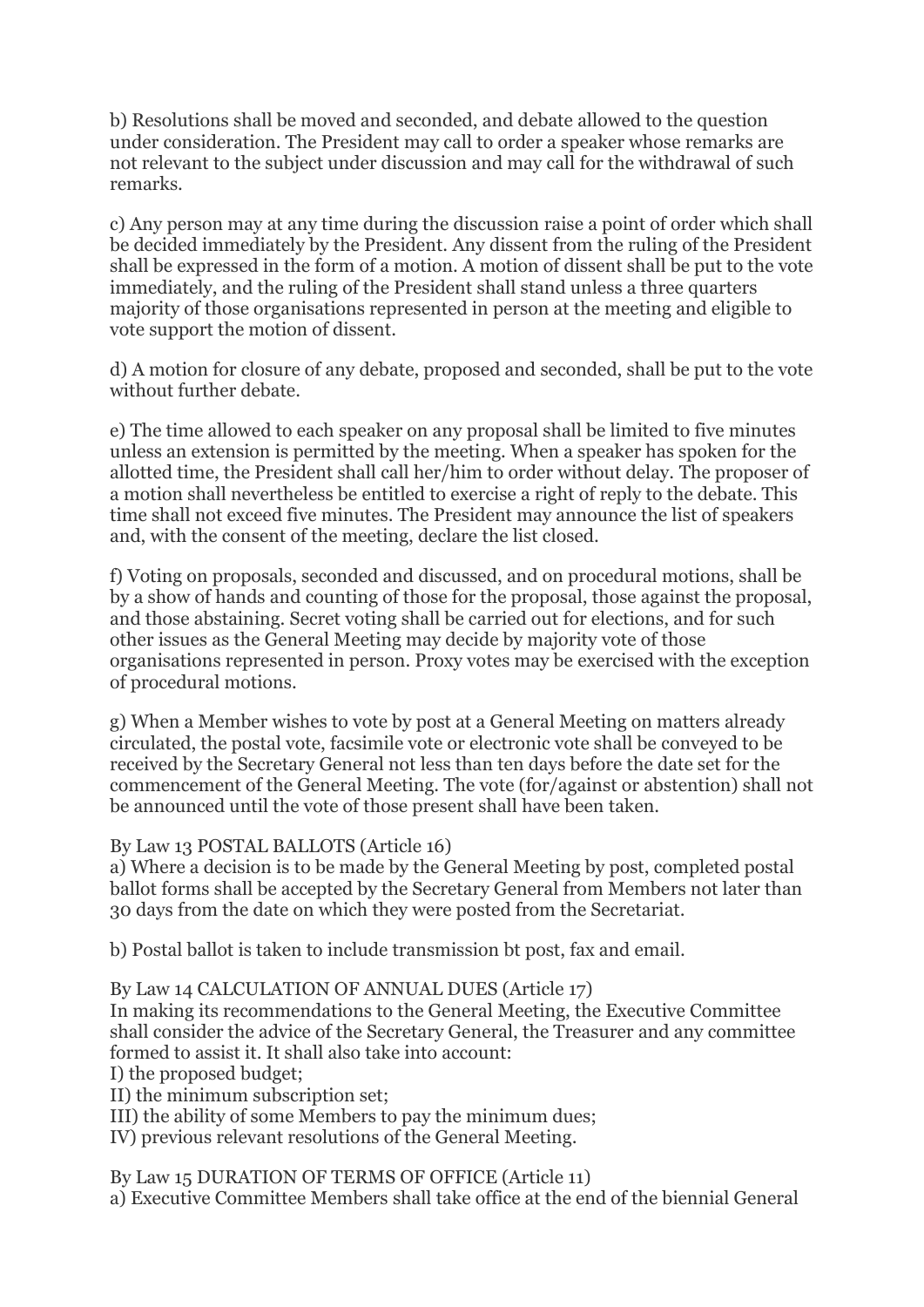b) Resolutions shall be moved and seconded, and debate allowed to the question under consideration. The President may call to order a speaker whose remarks are not relevant to the subject under discussion and may call for the withdrawal of such remarks.

c) Any person may at any time during the discussion raise a point of order which shall be decided immediately by the President. Any dissent from the ruling of the President shall be expressed in the form of a motion. A motion of dissent shall be put to the vote immediately, and the ruling of the President shall stand unless a three quarters majority of those organisations represented in person at the meeting and eligible to vote support the motion of dissent.

d) A motion for closure of any debate, proposed and seconded, shall be put to the vote without further debate.

e) The time allowed to each speaker on any proposal shall be limited to five minutes unless an extension is permitted by the meeting. When a speaker has spoken for the allotted time, the President shall call her/him to order without delay. The proposer of a motion shall nevertheless be entitled to exercise a right of reply to the debate. This time shall not exceed five minutes. The President may announce the list of speakers and, with the consent of the meeting, declare the list closed.

f) Voting on proposals, seconded and discussed, and on procedural motions, shall be by a show of hands and counting of those for the proposal, those against the proposal, and those abstaining. Secret voting shall be carried out for elections, and for such other issues as the General Meeting may decide by majority vote of those organisations represented in person. Proxy votes may be exercised with the exception of procedural motions.

g) When a Member wishes to vote by post at a General Meeting on matters already circulated, the postal vote, facsimile vote or electronic vote shall be conveyed to be received by the Secretary General not less than ten days before the date set for the commencement of the General Meeting. The vote (for/against or abstention) shall not be announced until the vote of those present shall have been taken.

By Law 13 POSTAL BALLOTS (Article 16)

a) Where a decision is to be made by the General Meeting by post, completed postal ballot forms shall be accepted by the Secretary General from Members not later than 30 days from the date on which they were posted from the Secretariat.

b) Postal ballot is taken to include transmission bt post, fax and email.

By Law 14 CALCULATION OF ANNUAL DUES (Article 17)

In making its recommendations to the General Meeting, the Executive Committee shall consider the advice of the Secretary General, the Treasurer and any committee formed to assist it. It shall also take into account:

I) the proposed budget;

II) the minimum subscription set;

III) the ability of some Members to pay the minimum dues;

IV) previous relevant resolutions of the General Meeting.

By Law 15 DURATION OF TERMS OF OFFICE (Article 11)

a) Executive Committee Members shall take office at the end of the biennial General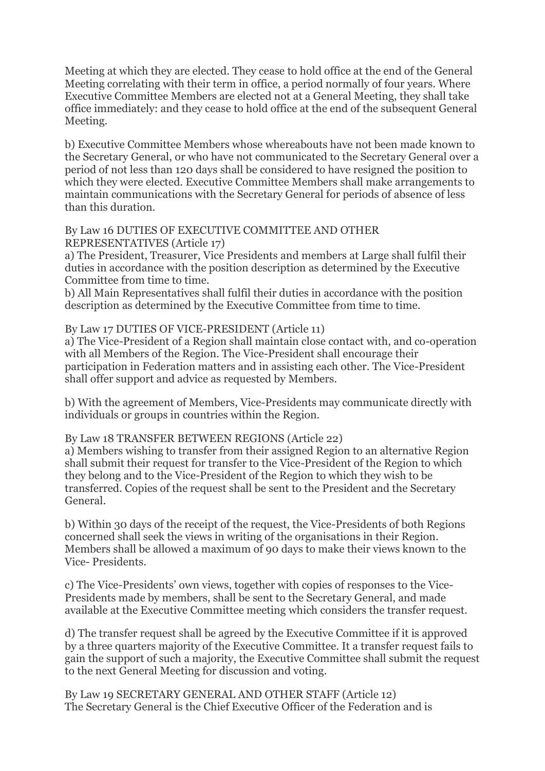Meeting at which they are elected. They cease to hold office at the end of the General Meeting correlating with their term in office, a period normally of four years. Where Executive Committee Members are elected not at a General Meeting, they shall take office immediately: and they cease to hold office at the end of the subsequent General Meeting.

b) Executive Committee Members whose whereabouts have not been made known to the Secretary General, or who have not communicated to the Secretary General over a period of not less than 120 days shall be considered to have resigned the position to which they were elected. Executive Committee Members shall make arrangements to maintain communications with the Secretary General for periods of absence of less than this duration.

By Law 16 DUTIES OF EXECUTIVE COMMITTEE AND OTHER REPRESENTATIVES (Article 17)
a) The President, Treasurer, Vice Presidents and members at Large shall fulfil their duties in accordance with the position description as determined by the Executive Committee from time to time.
b) All Main Representatives shall fulfil their duties in accordance with the position description as determined by the Executive Committee from time to time.

By Law 17 DUTIES OF VICE-PRESIDENT (Article 11)
a) The Vice-President of a Region shall maintain close contact with, and co-operation with all Members of the Region. The Vice-President shall encourage their participation in Federation matters and in assisting each other. The Vice-President shall offer support and advice as requested by Members.

b) With the agreement of Members, Vice-Presidents may communicate directly with individuals or groups in countries within the Region.

By Law 18 TRANSFER BETWEEN REGIONS (Article 22)
a) Members wishing to transfer from their assigned Region to an alternative Region shall submit their request for transfer to the Vice-President of the Region to which they belong and to the Vice-President of the Region to which they wish to be transferred. Copies of the request shall be sent to the President and the Secretary General.

b) Within 30 days of the receipt of the request, the Vice-Presidents of both Regions concerned shall seek the views in writing of the organisations in their Region. Members shall be allowed a maximum of 90 days to make their views known to the Vice- Presidents.

c) The Vice-Presidents' own views, together with copies of responses to the Vice-Presidents made by members, shall be sent to the Secretary General, and made available at the Executive Committee meeting which considers the transfer request.

d) The transfer request shall be agreed by the Executive Committee if it is approved by a three quarters majority of the Executive Committee. It a transfer request fails to gain the support of such a majority, the Executive Committee shall submit the request to the next General Meeting for discussion and voting.

By Law 19 SECRETARY GENERAL AND OTHER STAFF (Article 12)
The Secretary General is the Chief Executive Officer of the Federation and is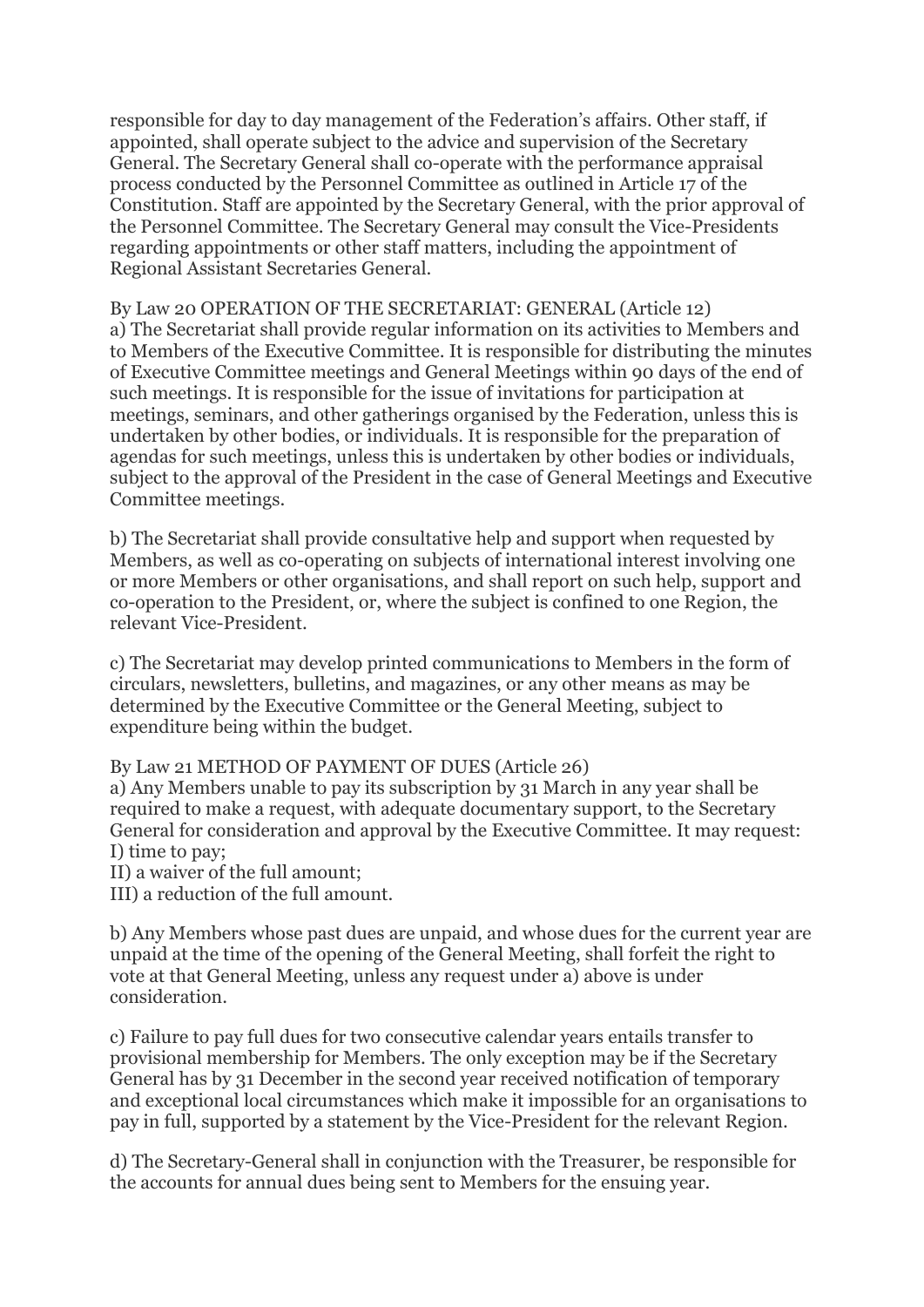responsible for day to day management of the Federation's affairs. Other staff, if appointed, shall operate subject to the advice and supervision of the Secretary General. The Secretary General shall co-operate with the performance appraisal process conducted by the Personnel Committee as outlined in Article 17 of the Constitution. Staff are appointed by the Secretary General, with the prior approval of the Personnel Committee. The Secretary General may consult the Vice-Presidents regarding appointments or other staff matters, including the appointment of Regional Assistant Secretaries General.

By Law 20 OPERATION OF THE SECRETARIAT: GENERAL (Article 12)
a) The Secretariat shall provide regular information on its activities to Members and to Members of the Executive Committee. It is responsible for distributing the minutes of Executive Committee meetings and General Meetings within 90 days of the end of such meetings. It is responsible for the issue of invitations for participation at meetings, seminars, and other gatherings organised by the Federation, unless this is undertaken by other bodies, or individuals. It is responsible for the preparation of agendas for such meetings, unless this is undertaken by other bodies or individuals, subject to the approval of the President in the case of General Meetings and Executive Committee meetings.

b) The Secretariat shall provide consultative help and support when requested by Members, as well as co-operating on subjects of international interest involving one or more Members or other organisations, and shall report on such help, support and co-operation to the President, or, where the subject is confined to one Region, the relevant Vice-President.

c) The Secretariat may develop printed communications to Members in the form of circulars, newsletters, bulletins, and magazines, or any other means as may be determined by the Executive Committee or the General Meeting, subject to expenditure being within the budget.

By Law 21 METHOD OF PAYMENT OF DUES (Article 26)
a) Any Members unable to pay its subscription by 31 March in any year shall be required to make a request, with adequate documentary support, to the Secretary General for consideration and approval by the Executive Committee. It may request:
I) time to pay;
II) a waiver of the full amount;
III) a reduction of the full amount.

b) Any Members whose past dues are unpaid, and whose dues for the current year are unpaid at the time of the opening of the General Meeting, shall forfeit the right to vote at that General Meeting, unless any request under a) above is under consideration.

c) Failure to pay full dues for two consecutive calendar years entails transfer to provisional membership for Members. The only exception may be if the Secretary General has by 31 December in the second year received notification of temporary and exceptional local circumstances which make it impossible for an organisations to pay in full, supported by a statement by the Vice-President for the relevant Region.

d) The Secretary-General shall in conjunction with the Treasurer, be responsible for the accounts for annual dues being sent to Members for the ensuing year.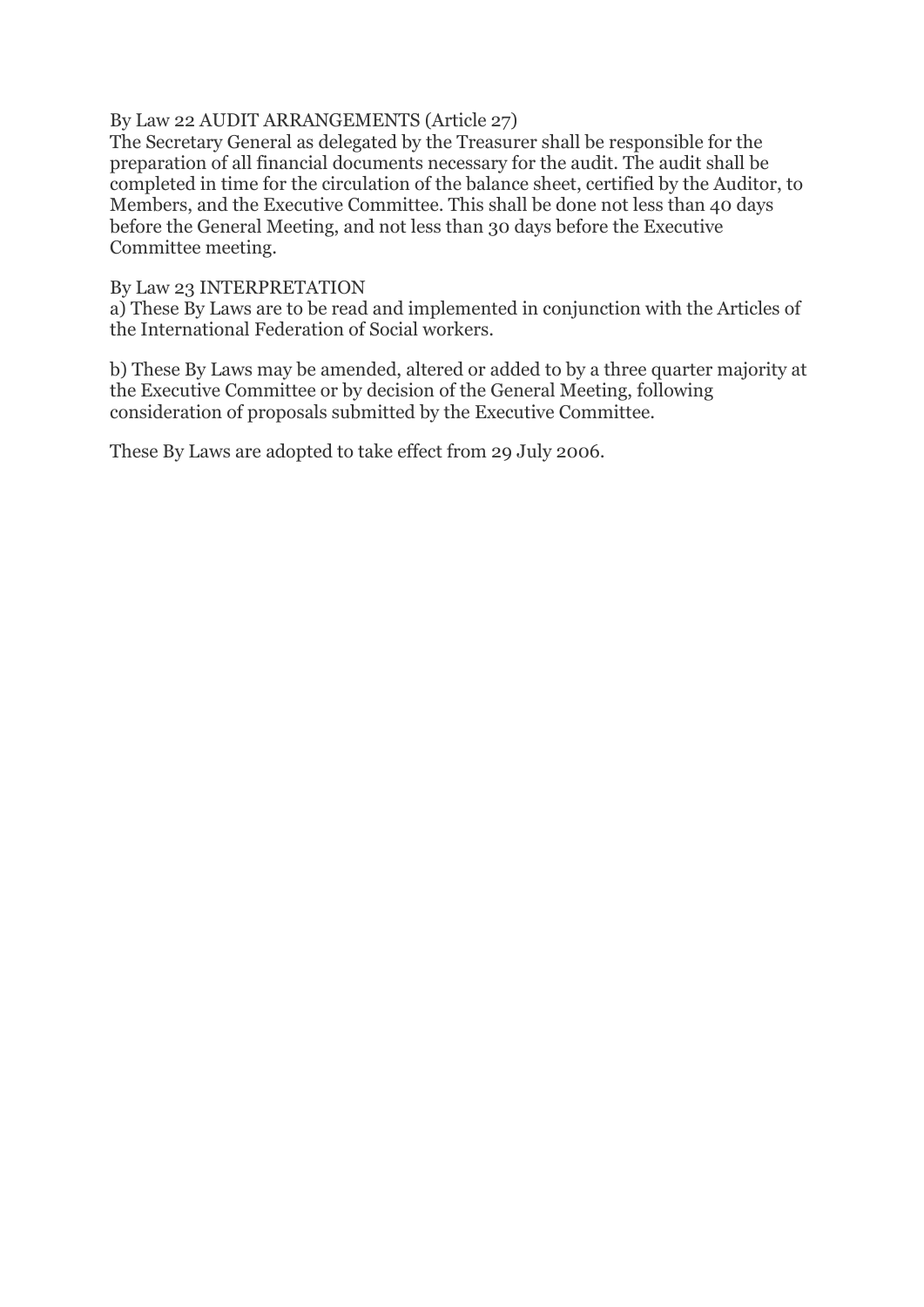By Law 22 AUDIT ARRANGEMENTS (Article 27)
The Secretary General as delegated by the Treasurer shall be responsible for the preparation of all financial documents necessary for the audit. The audit shall be completed in time for the circulation of the balance sheet, certified by the Auditor, to Members, and the Executive Committee. This shall be done not less than 40 days before the General Meeting, and not less than 30 days before the Executive Committee meeting.

By Law 23 INTERPRETATION
a) These By Laws are to be read and implemented in conjunction with the Articles of the International Federation of Social workers.

b) These By Laws may be amended, altered or added to by a three quarter majority at the Executive Committee or by decision of the General Meeting, following consideration of proposals submitted by the Executive Committee.

These By Laws are adopted to take effect from 29 July 2006.